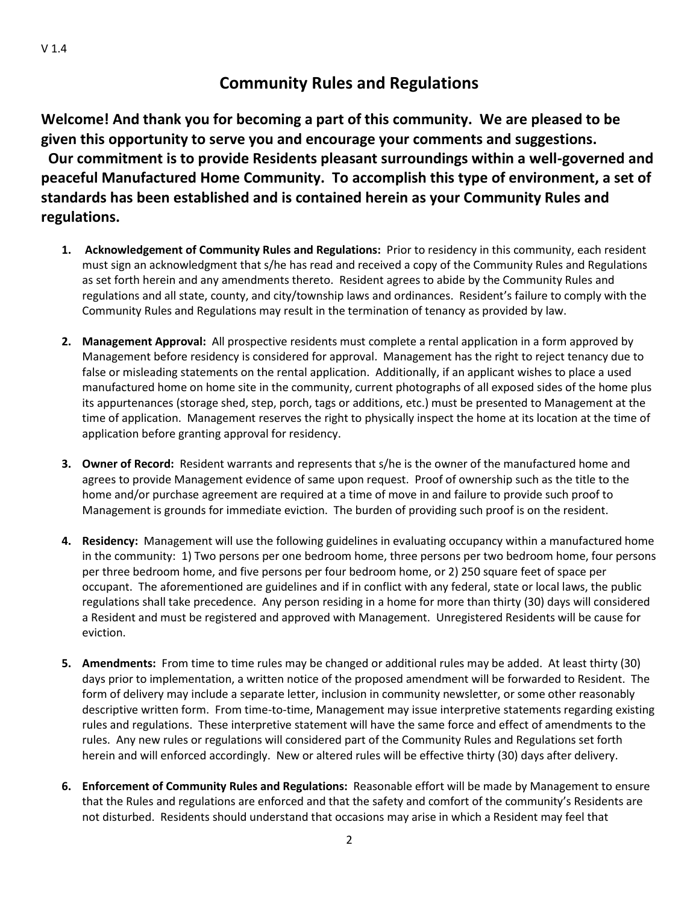V 1.4

# Community Rules and Regulations

**Welcome! And thank you for becoming a part of this community. We are pleased to be given this opportunity to serve you and encourage your comments and suggestions. Our commitment is to provide Residents pleasant surroundings within a well-governed and peaceful Manufactured Home Community. To accomplish this type of environment, a set of standards has been established and is contained herein as your Community Rules and regulations.**

1. **Acknowledgement of Community Rules and Regulations:** Prior to residency in this community, each resident must sign an acknowledgment that s/he has read and received a copy of the Community Rules and Regulations as set forth herein and any amendments thereto. Resident agrees to abide by the Community Rules and regulations and all state, county, and city/township laws and ordinances. Resident's failure to comply with the Community Rules and Regulations may result in the termination of tenancy as provided by law.

2. **Management Approval:** All prospective residents must complete a rental application in a form approved by Management before residency is considered for approval. Management has the right to reject tenancy due to false or misleading statements on the rental application. Additionally, if an applicant wishes to place a used manufactured home on home site in the community, current photographs of all exposed sides of the home plus its appurtenances (storage shed, step, porch, tags or additions, etc.) must be presented to Management at the time of application. Management reserves the right to physically inspect the home at its location at the time of application before granting approval for residency.

3. **Owner of Record:** Resident warrants and represents that s/he is the owner of the manufactured home and agrees to provide Management evidence of same upon request. Proof of ownership such as the title to the home and/or purchase agreement are required at a time of move in and failure to provide such proof to Management is grounds for immediate eviction. The burden of providing such proof is on the resident.

4. **Residency:** Management will use the following guidelines in evaluating occupancy within a manufactured home in the community: 1) Two persons per one bedroom home, three persons per two bedroom home, four persons per three bedroom home, and five persons per four bedroom home, or 2) 250 square feet of space per occupant. The aforementioned are guidelines and if in conflict with any federal, state or local laws, the public regulations shall take precedence. Any person residing in a home for more than thirty (30) days will considered a Resident and must be registered and approved with Management. Unregistered Residents will be cause for eviction.

5. **Amendments:** From time to time rules may be changed or additional rules may be added. At least thirty (30) days prior to implementation, a written notice of the proposed amendment will be forwarded to Resident. The form of delivery may include a separate letter, inclusion in community newsletter, or some other reasonably descriptive written form. From time-to-time, Management may issue interpretive statements regarding existing rules and regulations. These interpretive statement will have the same force and effect of amendments to the rules. Any new rules or regulations will considered part of the Community Rules and Regulations set forth herein and will enforced accordingly. New or altered rules will be effective thirty (30) days after delivery.

6. **Enforcement of Community Rules and Regulations:** Reasonable effort will be made by Management to ensure that the Rules and regulations are enforced and that the safety and comfort of the community's Residents are not disturbed. Residents should understand that occasions may arise in which a Resident may feel that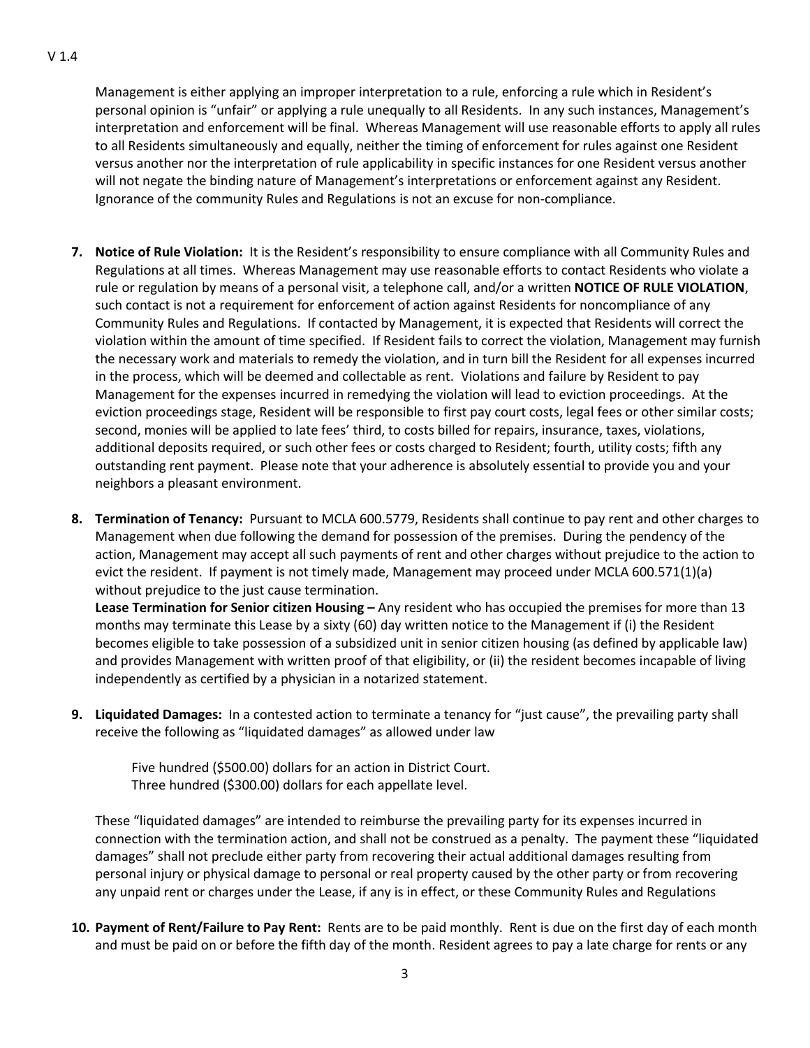Management is either applying an improper interpretation to a rule, enforcing a rule which in Resident's personal opinion is "unfair" or applying a rule unequally to all Residents. In any such instances, Management's interpretation and enforcement will be final. Whereas Management will use reasonable efforts to apply all rules to all Residents simultaneously and equally, neither the timing of enforcement for rules against one Resident versus another nor the interpretation of rule applicability in specific instances for one Resident versus another will not negate the binding nature of Management's interpretations or enforcement against any Resident. Ignorance of the community Rules and Regulations is not an excuse for non-compliance.

7. **Notice of Rule Violation:** It is the Resident's responsibility to ensure compliance with all Community Rules and Regulations at all times. Whereas Management may use reasonable efforts to contact Residents who violate a rule or regulation by means of a personal visit, a telephone call, and/or a written **NOTICE OF RULE VIOLATION**, such contact is not a requirement for enforcement of action against Residents for noncompliance of any Community Rules and Regulations. If contacted by Management, it is expected that Residents will correct the violation within the amount of time specified. If Resident fails to correct the violation, Management may furnish the necessary work and materials to remedy the violation, and in turn bill the Resident for all expenses incurred in the process, which will be deemed and collectable as rent. Violations and failure by Resident to pay Management for the expenses incurred in remedying the violation will lead to eviction proceedings. At the eviction proceedings stage, Resident will be responsible to first pay court costs, legal fees or other similar costs; second, monies will be applied to late fees' third, to costs billed for repairs, insurance, taxes, violations, additional deposits required, or such other fees or costs charged to Resident; fourth, utility costs; fifth any outstanding rent payment. Please note that your adherence is absolutely essential to provide you and your neighbors a pleasant environment.

8. **Termination of Tenancy:** Pursuant to MCLA 600.5779, Residents shall continue to pay rent and other charges to Management when due following the demand for possession of the premises. During the pendency of the action, Management may accept all such payments of rent and other charges without prejudice to the action to evict the resident. If payment is not timely made, Management may proceed under MCLA 600.571(1)(a) without prejudice to the just cause termination.
   **Lease Termination for Senior citizen Housing –** Any resident who has occupied the premises for more than 13 months may terminate this Lease by a sixty (60) day written notice to the Management if (i) the Resident becomes eligible to take possession of a subsidized unit in senior citizen housing (as defined by applicable law) and provides Management with written proof of that eligibility, or (ii) the resident becomes incapable of living independently as certified by a physician in a notarized statement.

9. **Liquidated Damages:** In a contested action to terminate a tenancy for "just cause", the prevailing party shall receive the following as "liquidated damages" as allowed under law

   Five hundred ($500.00) dollars for an action in District Court.
   Three hundred ($300.00) dollars for each appellate level.

   These "liquidated damages" are intended to reimburse the prevailing party for its expenses incurred in connection with the termination action, and shall not be construed as a penalty. The payment these "liquidated damages" shall not preclude either party from recovering their actual additional damages resulting from personal injury or physical damage to personal or real property caused by the other party or from recovering any unpaid rent or charges under the Lease, if any is in effect, or these Community Rules and Regulations

10. **Payment of Rent/Failure to Pay Rent:** Rents are to be paid monthly. Rent is due on the first day of each month and must be paid on or before the fifth day of the month. Resident agrees to pay a late charge for rents or any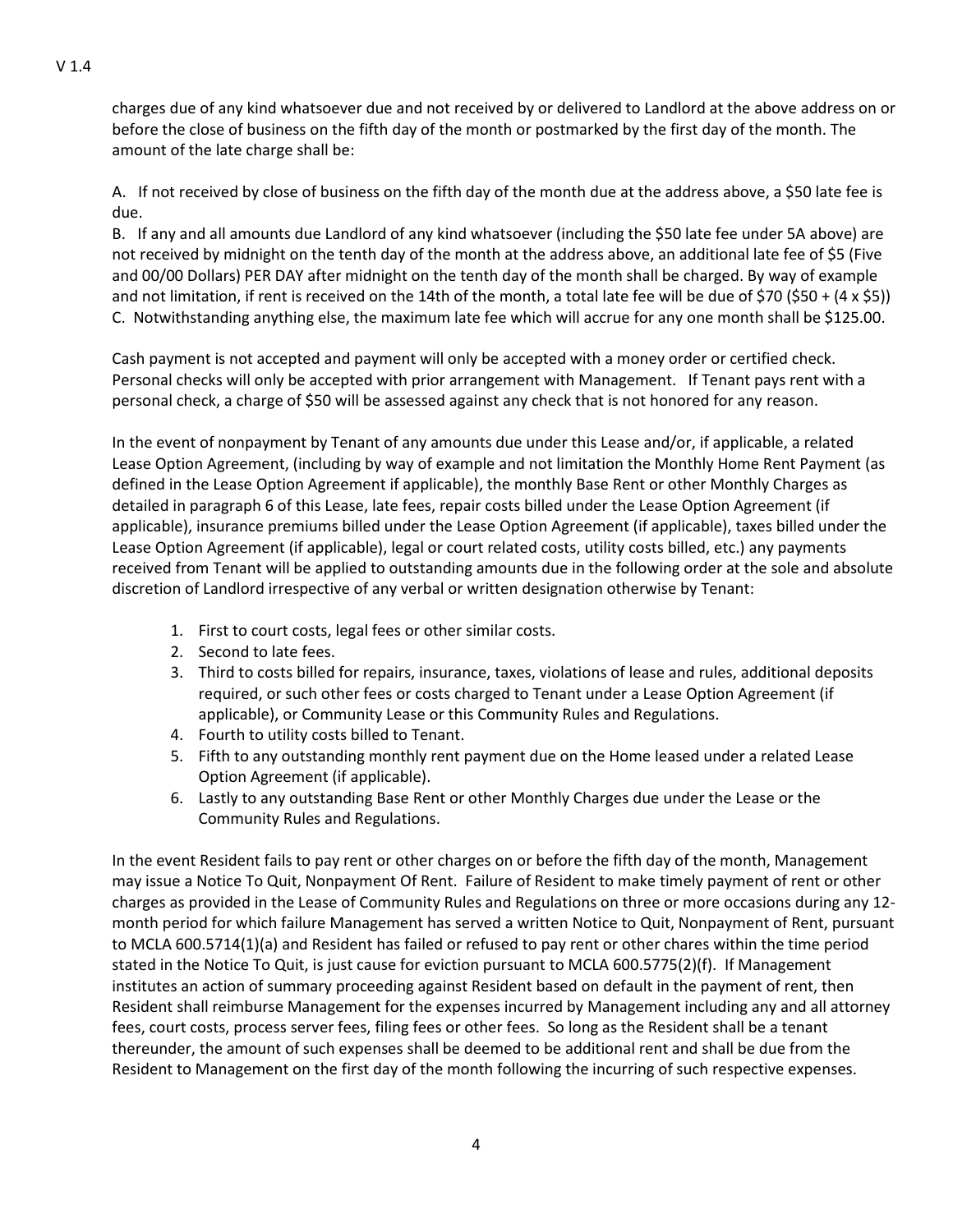charges due of any kind whatsoever due and not received by or delivered to Landlord at the above address on or before the close of business on the fifth day of the month or postmarked by the first day of the month. The amount of the late charge shall be:

A. If not received by close of business on the fifth day of the month due at the address above, a $50 late fee is due.
B. If any and all amounts due Landlord of any kind whatsoever (including the $50 late fee under 5A above) are not received by midnight on the tenth day of the month at the address above, an additional late fee of $5 (Five and 00/00 Dollars) PER DAY after midnight on the tenth day of the month shall be charged. By way of example and not limitation, if rent is received on the 14th of the month, a total late fee will be due of $70 ($50 + (4 x $5))
C. Notwithstanding anything else, the maximum late fee which will accrue for any one month shall be $125.00.

Cash payment is not accepted and payment will only be accepted with a money order or certified check. Personal checks will only be accepted with prior arrangement with Management. If Tenant pays rent with a personal check, a charge of $50 will be assessed against any check that is not honored for any reason.

In the event of nonpayment by Tenant of any amounts due under this Lease and/or, if applicable, a related Lease Option Agreement, (including by way of example and not limitation the Monthly Home Rent Payment (as defined in the Lease Option Agreement if applicable), the monthly Base Rent or other Monthly Charges as detailed in paragraph 6 of this Lease, late fees, repair costs billed under the Lease Option Agreement (if applicable), insurance premiums billed under the Lease Option Agreement (if applicable), taxes billed under the Lease Option Agreement (if applicable), legal or court related costs, utility costs billed, etc.) any payments received from Tenant will be applied to outstanding amounts due in the following order at the sole and absolute discretion of Landlord irrespective of any verbal or written designation otherwise by Tenant:

1. First to court costs, legal fees or other similar costs.
2. Second to late fees.
3. Third to costs billed for repairs, insurance, taxes, violations of lease and rules, additional deposits required, or such other fees or costs charged to Tenant under a Lease Option Agreement (if applicable), or Community Lease or this Community Rules and Regulations.
4. Fourth to utility costs billed to Tenant.
5. Fifth to any outstanding monthly rent payment due on the Home leased under a related Lease Option Agreement (if applicable).
6. Lastly to any outstanding Base Rent or other Monthly Charges due under the Lease or the Community Rules and Regulations.

In the event Resident fails to pay rent or other charges on or before the fifth day of the month, Management may issue a Notice To Quit, Nonpayment Of Rent. Failure of Resident to make timely payment of rent or other charges as provided in the Lease of Community Rules and Regulations on three or more occasions during any 12-month period for which failure Management has served a written Notice to Quit, Nonpayment of Rent, pursuant to MCLA 600.5714(1)(a) and Resident has failed or refused to pay rent or other chares within the time period stated in the Notice To Quit, is just cause for eviction pursuant to MCLA 600.5775(2)(f). If Management institutes an action of summary proceeding against Resident based on default in the payment of rent, then Resident shall reimburse Management for the expenses incurred by Management including any and all attorney fees, court costs, process server fees, filing fees or other fees. So long as the Resident shall be a tenant thereunder, the amount of such expenses shall be deemed to be additional rent and shall be due from the Resident to Management on the first day of the month following the incurring of such respective expenses.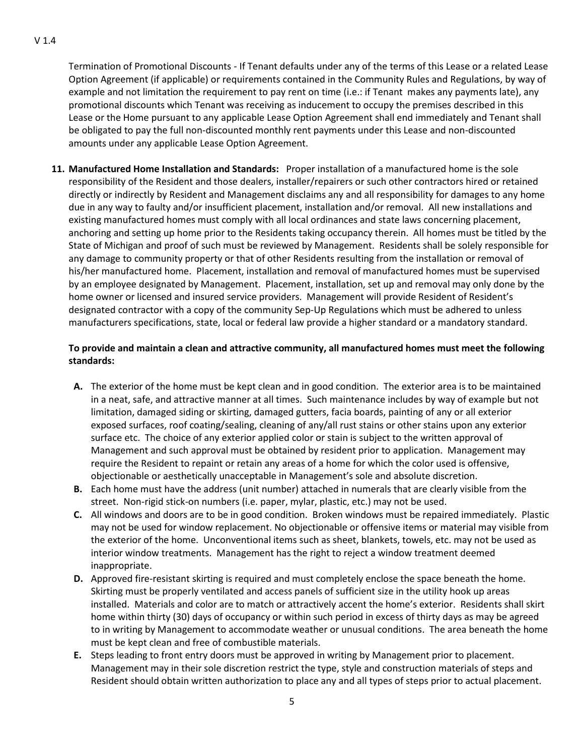Termination of Promotional Discounts - If Tenant defaults under any of the terms of this Lease or a related Lease Option Agreement (if applicable) or requirements contained in the Community Rules and Regulations, by way of example and not limitation the requirement to pay rent on time (i.e.: if Tenant makes any payments late), any promotional discounts which Tenant was receiving as inducement to occupy the premises described in this Lease or the Home pursuant to any applicable Lease Option Agreement shall end immediately and Tenant shall be obligated to pay the full non-discounted monthly rent payments under this Lease and non-discounted amounts under any applicable Lease Option Agreement.

**11. Manufactured Home Installation and Standards:** Proper installation of a manufactured home is the sole responsibility of the Resident and those dealers, installer/repairers or such other contractors hired or retained directly or indirectly by Resident and Management disclaims any and all responsibility for damages to any home due in any way to faulty and/or insufficient placement, installation and/or removal. All new installations and existing manufactured homes must comply with all local ordinances and state laws concerning placement, anchoring and setting up home prior to the Residents taking occupancy therein. All homes must be titled by the State of Michigan and proof of such must be reviewed by Management. Residents shall be solely responsible for any damage to community property or that of other Residents resulting from the installation or removal of his/her manufactured home. Placement, installation and removal of manufactured homes must be supervised by an employee designated by Management. Placement, installation, set up and removal may only done by the home owner or licensed and insured service providers. Management will provide Resident of Resident's designated contractor with a copy of the community Sep-Up Regulations which must be adhered to unless manufacturers specifications, state, local or federal law provide a higher standard or a mandatory standard.

**To provide and maintain a clean and attractive community, all manufactured homes must meet the following standards:**

- **A.** The exterior of the home must be kept clean and in good condition. The exterior area is to be maintained in a neat, safe, and attractive manner at all times. Such maintenance includes by way of example but not limitation, damaged siding or skirting, damaged gutters, facia boards, painting of any or all exterior exposed surfaces, roof coating/sealing, cleaning of any/all rust stains or other stains upon any exterior surface etc. The choice of any exterior applied color or stain is subject to the written approval of Management and such approval must be obtained by resident prior to application. Management may require the Resident to repaint or retain any areas of a home for which the color used is offensive, objectionable or aesthetically unacceptable in Management's sole and absolute discretion.
- **B.** Each home must have the address (unit number) attached in numerals that are clearly visible from the street. Non-rigid stick-on numbers (i.e. paper, mylar, plastic, etc.) may not be used.
- **C.** All windows and doors are to be in good condition. Broken windows must be repaired immediately. Plastic may not be used for window replacement. No objectionable or offensive items or material may visible from the exterior of the home. Unconventional items such as sheet, blankets, towels, etc. may not be used as interior window treatments. Management has the right to reject a window treatment deemed inappropriate.
- **D.** Approved fire-resistant skirting is required and must completely enclose the space beneath the home. Skirting must be properly ventilated and access panels of sufficient size in the utility hook up areas installed. Materials and color are to match or attractively accent the home's exterior. Residents shall skirt home within thirty (30) days of occupancy or within such period in excess of thirty days as may be agreed to in writing by Management to accommodate weather or unusual conditions. The area beneath the home must be kept clean and free of combustible materials.
- **E.** Steps leading to front entry doors must be approved in writing by Management prior to placement. Management may in their sole discretion restrict the type, style and construction materials of steps and Resident should obtain written authorization to place any and all types of steps prior to actual placement.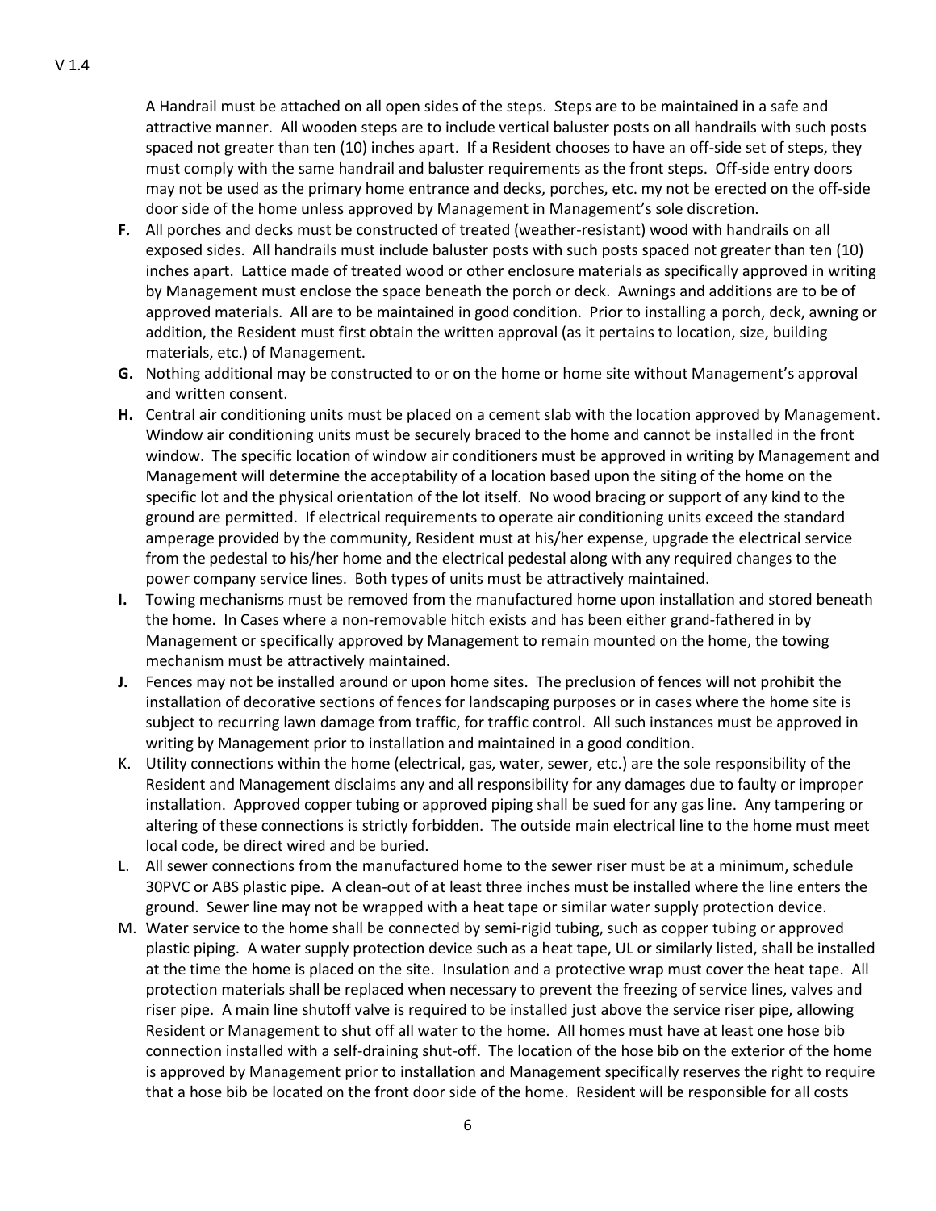A Handrail must be attached on all open sides of the steps. Steps are to be maintained in a safe and attractive manner. All wooden steps are to include vertical baluster posts on all handrails with such posts spaced not greater than ten (10) inches apart. If a Resident chooses to have an off-side set of steps, they must comply with the same handrail and baluster requirements as the front steps. Off-side entry doors may not be used as the primary home entrance and decks, porches, etc. my not be erected on the off-side door side of the home unless approved by Management in Management's sole discretion.

**F.** All porches and decks must be constructed of treated (weather-resistant) wood with handrails on all exposed sides. All handrails must include baluster posts with such posts spaced not greater than ten (10) inches apart. Lattice made of treated wood or other enclosure materials as specifically approved in writing by Management must enclose the space beneath the porch or deck. Awnings and additions are to be of approved materials. All are to be maintained in good condition. Prior to installing a porch, deck, awning or addition, the Resident must first obtain the written approval (as it pertains to location, size, building materials, etc.) of Management.

**G.** Nothing additional may be constructed to or on the home or home site without Management's approval and written consent.

**H.** Central air conditioning units must be placed on a cement slab with the location approved by Management. Window air conditioning units must be securely braced to the home and cannot be installed in the front window. The specific location of window air conditioners must be approved in writing by Management and Management will determine the acceptability of a location based upon the siting of the home on the specific lot and the physical orientation of the lot itself. No wood bracing or support of any kind to the ground are permitted. If electrical requirements to operate air conditioning units exceed the standard amperage provided by the community, Resident must at his/her expense, upgrade the electrical service from the pedestal to his/her home and the electrical pedestal along with any required changes to the power company service lines. Both types of units must be attractively maintained.

**I.** Towing mechanisms must be removed from the manufactured home upon installation and stored beneath the home. In Cases where a non-removable hitch exists and has been either grand-fathered in by Management or specifically approved by Management to remain mounted on the home, the towing mechanism must be attractively maintained.

**J.** Fences may not be installed around or upon home sites. The preclusion of fences will not prohibit the installation of decorative sections of fences for landscaping purposes or in cases where the home site is subject to recurring lawn damage from traffic, for traffic control. All such instances must be approved in writing by Management prior to installation and maintained in a good condition.

K. Utility connections within the home (electrical, gas, water, sewer, etc.) are the sole responsibility of the Resident and Management disclaims any and all responsibility for any damages due to faulty or improper installation. Approved copper tubing or approved piping shall be sued for any gas line. Any tampering or altering of these connections is strictly forbidden. The outside main electrical line to the home must meet local code, be direct wired and be buried.

L. All sewer connections from the manufactured home to the sewer riser must be at a minimum, schedule 30PVC or ABS plastic pipe. A clean-out of at least three inches must be installed where the line enters the ground. Sewer line may not be wrapped with a heat tape or similar water supply protection device.

M. Water service to the home shall be connected by semi-rigid tubing, such as copper tubing or approved plastic piping. A water supply protection device such as a heat tape, UL or similarly listed, shall be installed at the time the home is placed on the site. Insulation and a protective wrap must cover the heat tape. All protection materials shall be replaced when necessary to prevent the freezing of service lines, valves and riser pipe. A main line shutoff valve is required to be installed just above the service riser pipe, allowing Resident or Management to shut off all water to the home. All homes must have at least one hose bib connection installed with a self-draining shut-off. The location of the hose bib on the exterior of the home is approved by Management prior to installation and Management specifically reserves the right to require that a hose bib be located on the front door side of the home. Resident will be responsible for all costs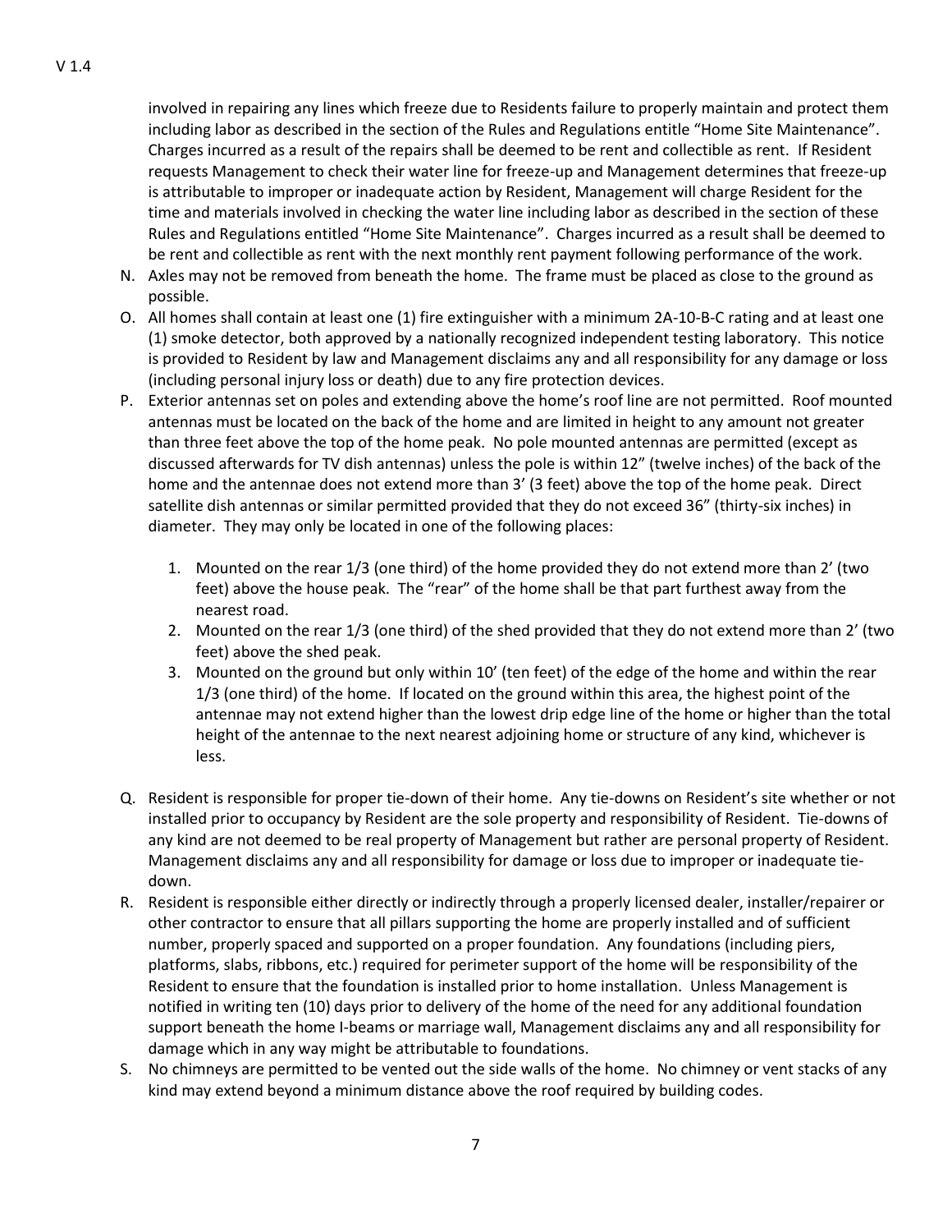involved in repairing any lines which freeze due to Residents failure to properly maintain and protect them including labor as described in the section of the Rules and Regulations entitle "Home Site Maintenance". Charges incurred as a result of the repairs shall be deemed to be rent and collectible as rent. If Resident requests Management to check their water line for freeze-up and Management determines that freeze-up is attributable to improper or inadequate action by Resident, Management will charge Resident for the time and materials involved in checking the water line including labor as described in the section of these Rules and Regulations entitled "Home Site Maintenance". Charges incurred as a result shall be deemed to be rent and collectible as rent with the next monthly rent payment following performance of the work.

N. Axles may not be removed from beneath the home. The frame must be placed as close to the ground as possible.
O. All homes shall contain at least one (1) fire extinguisher with a minimum 2A-10-B-C rating and at least one (1) smoke detector, both approved by a nationally recognized independent testing laboratory. This notice is provided to Resident by law and Management disclaims any and all responsibility for any damage or loss (including personal injury loss or death) due to any fire protection devices.
P. Exterior antennas set on poles and extending above the home's roof line are not permitted. Roof mounted antennas must be located on the back of the home and are limited in height to any amount not greater than three feet above the top of the home peak. No pole mounted antennas are permitted (except as discussed afterwards for TV dish antennas) unless the pole is within 12" (twelve inches) of the back of the home and the antennae does not extend more than 3' (3 feet) above the top of the home peak. Direct satellite dish antennas or similar permitted provided that they do not exceed 36" (thirty-six inches) in diameter. They may only be located in one of the following places:
    1. Mounted on the rear 1/3 (one third) of the home provided they do not extend more than 2' (two feet) above the house peak. The "rear" of the home shall be that part furthest away from the nearest road.
    2. Mounted on the rear 1/3 (one third) of the shed provided that they do not extend more than 2' (two feet) above the shed peak.
    3. Mounted on the ground but only within 10' (ten feet) of the edge of the home and within the rear 1/3 (one third) of the home. If located on the ground within this area, the highest point of the antennae may not extend higher than the lowest drip edge line of the home or higher than the total height of the antennae to the next nearest adjoining home or structure of any kind, whichever is less.
Q. Resident is responsible for proper tie-down of their home. Any tie-downs on Resident's site whether or not installed prior to occupancy by Resident are the sole property and responsibility of Resident. Tie-downs of any kind are not deemed to be real property of Management but rather are personal property of Resident. Management disclaims any and all responsibility for damage or loss due to improper or inadequate tie-down.
R. Resident is responsible either directly or indirectly through a properly licensed dealer, installer/repairer or other contractor to ensure that all pillars supporting the home are properly installed and of sufficient number, properly spaced and supported on a proper foundation. Any foundations (including piers, platforms, slabs, ribbons, etc.) required for perimeter support of the home will be responsibility of the Resident to ensure that the foundation is installed prior to home installation. Unless Management is notified in writing ten (10) days prior to delivery of the home of the need for any additional foundation support beneath the home I-beams or marriage wall, Management disclaims any and all responsibility for damage which in any way might be attributable to foundations.
S. No chimneys are permitted to be vented out the side walls of the home. No chimney or vent stacks of any kind may extend beyond a minimum distance above the roof required by building codes.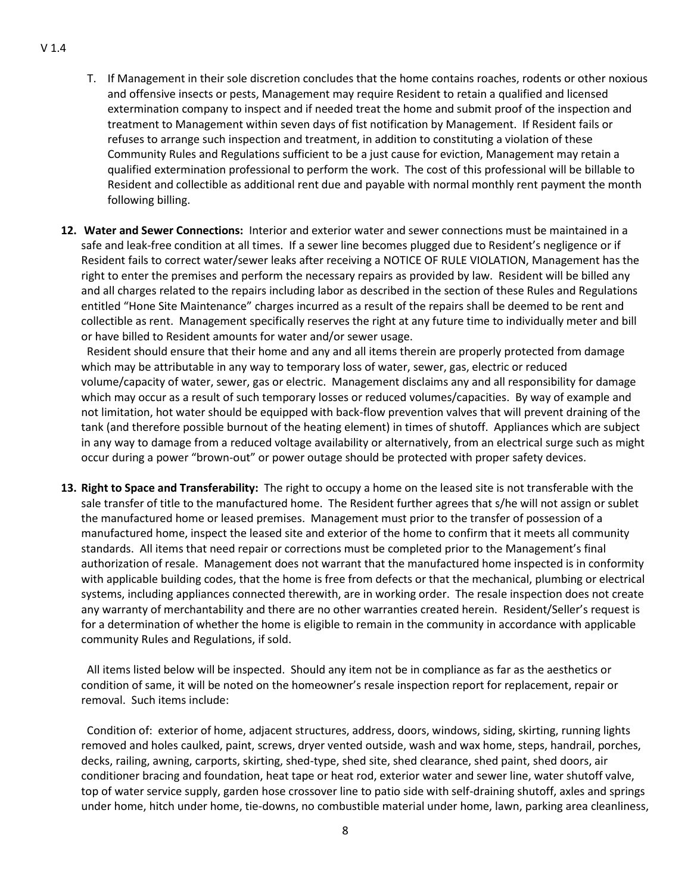T. If Management in their sole discretion concludes that the home contains roaches, rodents or other noxious and offensive insects or pests, Management may require Resident to retain a qualified and licensed extermination company to inspect and if needed treat the home and submit proof of the inspection and treatment to Management within seven days of fist notification by Management. If Resident fails or refuses to arrange such inspection and treatment, in addition to constituting a violation of these Community Rules and Regulations sufficient to be a just cause for eviction, Management may retain a qualified extermination professional to perform the work. The cost of this professional will be billable to Resident and collectible as additional rent due and payable with normal monthly rent payment the month following billing.

**12. Water and Sewer Connections:** Interior and exterior water and sewer connections must be maintained in a safe and leak-free condition at all times. If a sewer line becomes plugged due to Resident's negligence or if Resident fails to correct water/sewer leaks after receiving a NOTICE OF RULE VIOLATION, Management has the right to enter the premises and perform the necessary repairs as provided by law. Resident will be billed any and all charges related to the repairs including labor as described in the section of these Rules and Regulations entitled "Hone Site Maintenance" charges incurred as a result of the repairs shall be deemed to be rent and collectible as rent. Management specifically reserves the right at any future time to individually meter and bill or have billed to Resident amounts for water and/or sewer usage.

Resident should ensure that their home and any and all items therein are properly protected from damage which may be attributable in any way to temporary loss of water, sewer, gas, electric or reduced volume/capacity of water, sewer, gas or electric. Management disclaims any and all responsibility for damage which may occur as a result of such temporary losses or reduced volumes/capacities. By way of example and not limitation, hot water should be equipped with back-flow prevention valves that will prevent draining of the tank (and therefore possible burnout of the heating element) in times of shutoff. Appliances which are subject in any way to damage from a reduced voltage availability or alternatively, from an electrical surge such as might occur during a power "brown-out" or power outage should be protected with proper safety devices.

**13. Right to Space and Transferability:** The right to occupy a home on the leased site is not transferable with the sale transfer of title to the manufactured home. The Resident further agrees that s/he will not assign or sublet the manufactured home or leased premises. Management must prior to the transfer of possession of a manufactured home, inspect the leased site and exterior of the home to confirm that it meets all community standards. All items that need repair or corrections must be completed prior to the Management's final authorization of resale. Management does not warrant that the manufactured home inspected is in conformity with applicable building codes, that the home is free from defects or that the mechanical, plumbing or electrical systems, including appliances connected therewith, are in working order. The resale inspection does not create any warranty of merchantability and there are no other warranties created herein. Resident/Seller's request is for a determination of whether the home is eligible to remain in the community in accordance with applicable community Rules and Regulations, if sold.

All items listed below will be inspected. Should any item not be in compliance as far as the aesthetics or condition of same, it will be noted on the homeowner's resale inspection report for replacement, repair or removal. Such items include:

Condition of: exterior of home, adjacent structures, address, doors, windows, siding, skirting, running lights removed and holes caulked, paint, screws, dryer vented outside, wash and wax home, steps, handrail, porches, decks, railing, awning, carports, skirting, shed-type, shed site, shed clearance, shed paint, shed doors, air conditioner bracing and foundation, heat tape or heat rod, exterior water and sewer line, water shutoff valve, top of water service supply, garden hose crossover line to patio side with self-draining shutoff, axles and springs under home, hitch under home, tie-downs, no combustible material under home, lawn, parking area cleanliness,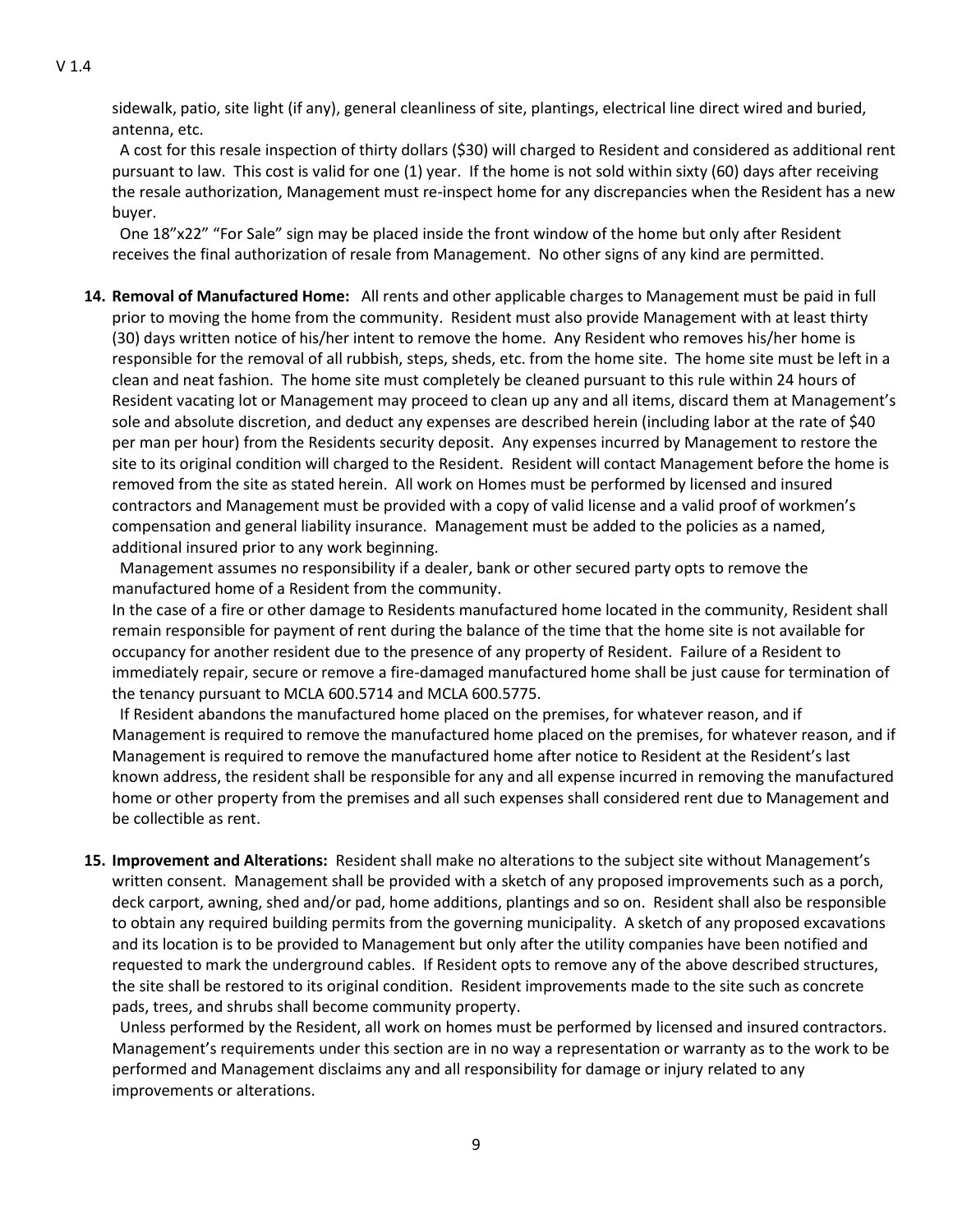sidewalk, patio, site light (if any), general cleanliness of site, plantings, electrical line direct wired and buried, antenna, etc.

A cost for this resale inspection of thirty dollars ($30) will charged to Resident and considered as additional rent pursuant to law. This cost is valid for one (1) year. If the home is not sold within sixty (60) days after receiving the resale authorization, Management must re-inspect home for any discrepancies when the Resident has a new buyer.

One 18"x22" "For Sale" sign may be placed inside the front window of the home but only after Resident receives the final authorization of resale from Management. No other signs of any kind are permitted.

**14. Removal of Manufactured Home:** All rents and other applicable charges to Management must be paid in full prior to moving the home from the community. Resident must also provide Management with at least thirty (30) days written notice of his/her intent to remove the home. Any Resident who removes his/her home is responsible for the removal of all rubbish, steps, sheds, etc. from the home site. The home site must be left in a clean and neat fashion. The home site must completely be cleaned pursuant to this rule within 24 hours of Resident vacating lot or Management may proceed to clean up any and all items, discard them at Management's sole and absolute discretion, and deduct any expenses are described herein (including labor at the rate of $40 per man per hour) from the Residents security deposit. Any expenses incurred by Management to restore the site to its original condition will charged to the Resident. Resident will contact Management before the home is removed from the site as stated herein. All work on Homes must be performed by licensed and insured contractors and Management must be provided with a copy of valid license and a valid proof of workmen's compensation and general liability insurance. Management must be added to the policies as a named, additional insured prior to any work beginning.

Management assumes no responsibility if a dealer, bank or other secured party opts to remove the manufactured home of a Resident from the community.

In the case of a fire or other damage to Residents manufactured home located in the community, Resident shall remain responsible for payment of rent during the balance of the time that the home site is not available for occupancy for another resident due to the presence of any property of Resident. Failure of a Resident to immediately repair, secure or remove a fire-damaged manufactured home shall be just cause for termination of the tenancy pursuant to MCLA 600.5714 and MCLA 600.5775.

If Resident abandons the manufactured home placed on the premises, for whatever reason, and if Management is required to remove the manufactured home placed on the premises, for whatever reason, and if Management is required to remove the manufactured home after notice to Resident at the Resident's last known address, the resident shall be responsible for any and all expense incurred in removing the manufactured home or other property from the premises and all such expenses shall considered rent due to Management and be collectible as rent.

**15. Improvement and Alterations:** Resident shall make no alterations to the subject site without Management's written consent. Management shall be provided with a sketch of any proposed improvements such as a porch, deck carport, awning, shed and/or pad, home additions, plantings and so on. Resident shall also be responsible to obtain any required building permits from the governing municipality. A sketch of any proposed excavations and its location is to be provided to Management but only after the utility companies have been notified and requested to mark the underground cables. If Resident opts to remove any of the above described structures, the site shall be restored to its original condition. Resident improvements made to the site such as concrete pads, trees, and shrubs shall become community property.

Unless performed by the Resident, all work on homes must be performed by licensed and insured contractors. Management's requirements under this section are in no way a representation or warranty as to the work to be performed and Management disclaims any and all responsibility for damage or injury related to any improvements or alterations.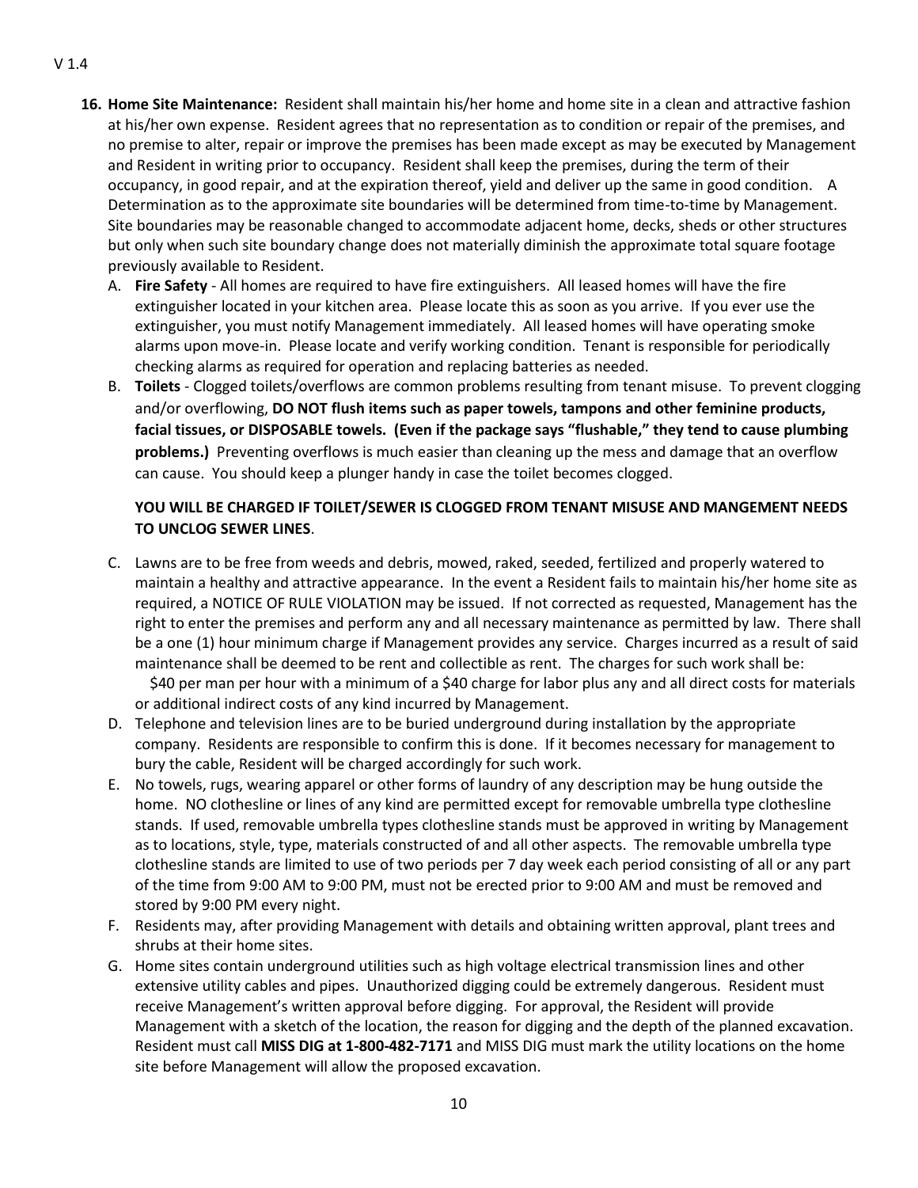**16. Home Site Maintenance:** Resident shall maintain his/her home and home site in a clean and attractive fashion at his/her own expense. Resident agrees that no representation as to condition or repair of the premises, and no premise to alter, repair or improve the premises has been made except as may be executed by Management and Resident in writing prior to occupancy. Resident shall keep the premises, during the term of their occupancy, in good repair, and at the expiration thereof, yield and deliver up the same in good condition. A Determination as to the approximate site boundaries will be determined from time-to-time by Management. Site boundaries may be reasonable changed to accommodate adjacent home, decks, sheds or other structures but only when such site boundary change does not materially diminish the approximate total square footage previously available to Resident.

A. **Fire Safety** - All homes are required to have fire extinguishers. All leased homes will have the fire extinguisher located in your kitchen area. Please locate this as soon as you arrive. If you ever use the extinguisher, you must notify Management immediately. All leased homes will have operating smoke alarms upon move-in. Please locate and verify working condition. Tenant is responsible for periodically checking alarms as required for operation and replacing batteries as needed.

B. **Toilets** - Clogged toilets/overflows are common problems resulting from tenant misuse. To prevent clogging and/or overflowing, **DO NOT flush items such as paper towels, tampons and other feminine products, facial tissues, or DISPOSABLE towels. (Even if the package says "flushable," they tend to cause plumbing problems.)** Preventing overflows is much easier than cleaning up the mess and damage that an overflow can cause. You should keep a plunger handy in case the toilet becomes clogged.

**YOU WILL BE CHARGED IF TOILET/SEWER IS CLOGGED FROM TENANT MISUSE AND MANGEMENT NEEDS TO UNCLOG SEWER LINES**.

C. Lawns are to be free from weeds and debris, mowed, raked, seeded, fertilized and properly watered to maintain a healthy and attractive appearance. In the event a Resident fails to maintain his/her home site as required, a NOTICE OF RULE VIOLATION may be issued. If not corrected as requested, Management has the right to enter the premises and perform any and all necessary maintenance as permitted by law. There shall be a one (1) hour minimum charge if Management provides any service. Charges incurred as a result of said maintenance shall be deemed to be rent and collectible as rent. The charges for such work shall be: $40 per man per hour with a minimum of a $40 charge for labor plus any and all direct costs for materials or additional indirect costs of any kind incurred by Management.

D. Telephone and television lines are to be buried underground during installation by the appropriate company. Residents are responsible to confirm this is done. If it becomes necessary for management to bury the cable, Resident will be charged accordingly for such work.

E. No towels, rugs, wearing apparel or other forms of laundry of any description may be hung outside the home. NO clothesline or lines of any kind are permitted except for removable umbrella type clothesline stands. If used, removable umbrella types clothesline stands must be approved in writing by Management as to locations, style, type, materials constructed of and all other aspects. The removable umbrella type clothesline stands are limited to use of two periods per 7 day week each period consisting of all or any part of the time from 9:00 AM to 9:00 PM, must not be erected prior to 9:00 AM and must be removed and stored by 9:00 PM every night.

F. Residents may, after providing Management with details and obtaining written approval, plant trees and shrubs at their home sites.

G. Home sites contain underground utilities such as high voltage electrical transmission lines and other extensive utility cables and pipes. Unauthorized digging could be extremely dangerous. Resident must receive Management's written approval before digging. For approval, the Resident will provide Management with a sketch of the location, the reason for digging and the depth of the planned excavation. Resident must call **MISS DIG at 1-800-482-7171** and MISS DIG must mark the utility locations on the home site before Management will allow the proposed excavation.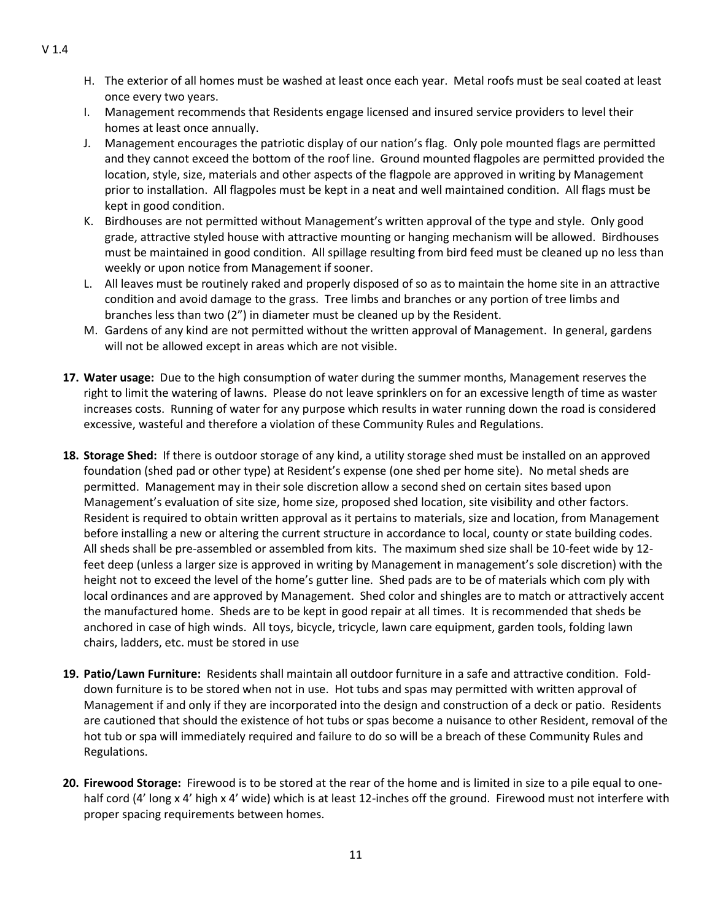H. The exterior of all homes must be washed at least once each year. Metal roofs must be seal coated at least once every two years.
I. Management recommends that Residents engage licensed and insured service providers to level their homes at least once annually.
J. Management encourages the patriotic display of our nation's flag. Only pole mounted flags are permitted and they cannot exceed the bottom of the roof line. Ground mounted flagpoles are permitted provided the location, style, size, materials and other aspects of the flagpole are approved in writing by Management prior to installation. All flagpoles must be kept in a neat and well maintained condition. All flags must be kept in good condition.
K. Birdhouses are not permitted without Management's written approval of the type and style. Only good grade, attractive styled house with attractive mounting or hanging mechanism will be allowed. Birdhouses must be maintained in good condition. All spillage resulting from bird feed must be cleaned up no less than weekly or upon notice from Management if sooner.
L. All leaves must be routinely raked and properly disposed of so as to maintain the home site in an attractive condition and avoid damage to the grass. Tree limbs and branches or any portion of tree limbs and branches less than two (2") in diameter must be cleaned up by the Resident.
M. Gardens of any kind are not permitted without the written approval of Management. In general, gardens will not be allowed except in areas which are not visible.

**17. Water usage:** Due to the high consumption of water during the summer months, Management reserves the right to limit the watering of lawns. Please do not leave sprinklers on for an excessive length of time as waster increases costs. Running of water for any purpose which results in water running down the road is considered excessive, wasteful and therefore a violation of these Community Rules and Regulations.

**18. Storage Shed:** If there is outdoor storage of any kind, a utility storage shed must be installed on an approved foundation (shed pad or other type) at Resident's expense (one shed per home site). No metal sheds are permitted. Management may in their sole discretion allow a second shed on certain sites based upon Management's evaluation of site size, home size, proposed shed location, site visibility and other factors. Resident is required to obtain written approval as it pertains to materials, size and location, from Management before installing a new or altering the current structure in accordance to local, county or state building codes. All sheds shall be pre-assembled or assembled from kits. The maximum shed size shall be 10-feet wide by 12-feet deep (unless a larger size is approved in writing by Management in management's sole discretion) with the height not to exceed the level of the home's gutter line. Shed pads are to be of materials which com ply with local ordinances and are approved by Management. Shed color and shingles are to match or attractively accent the manufactured home. Sheds are to be kept in good repair at all times. It is recommended that sheds be anchored in case of high winds. All toys, bicycle, tricycle, lawn care equipment, garden tools, folding lawn chairs, ladders, etc. must be stored in use

**19. Patio/Lawn Furniture:** Residents shall maintain all outdoor furniture in a safe and attractive condition. Fold-down furniture is to be stored when not in use. Hot tubs and spas may permitted with written approval of Management if and only if they are incorporated into the design and construction of a deck or patio. Residents are cautioned that should the existence of hot tubs or spas become a nuisance to other Resident, removal of the hot tub or spa will immediately required and failure to do so will be a breach of these Community Rules and Regulations.

**20. Firewood Storage:** Firewood is to be stored at the rear of the home and is limited in size to a pile equal to one-half cord (4' long x 4' high x 4' wide) which is at least 12-inches off the ground. Firewood must not interfere with proper spacing requirements between homes.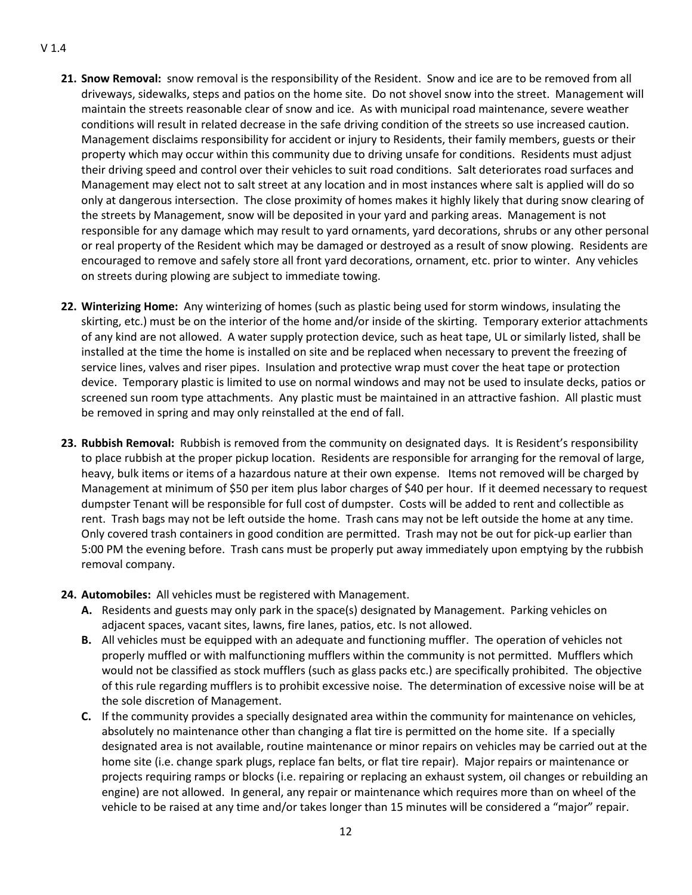21. **Snow Removal:** snow removal is the responsibility of the Resident. Snow and ice are to be removed from all driveways, sidewalks, steps and patios on the home site. Do not shovel snow into the street. Management will maintain the streets reasonable clear of snow and ice. As with municipal road maintenance, severe weather conditions will result in related decrease in the safe driving condition of the streets so use increased caution. Management disclaims responsibility for accident or injury to Residents, their family members, guests or their property which may occur within this community due to driving unsafe for conditions. Residents must adjust their driving speed and control over their vehicles to suit road conditions. Salt deteriorates road surfaces and Management may elect not to salt street at any location and in most instances where salt is applied will do so only at dangerous intersection. The close proximity of homes makes it highly likely that during snow clearing of the streets by Management, snow will be deposited in your yard and parking areas. Management is not responsible for any damage which may result to yard ornaments, yard decorations, shrubs or any other personal or real property of the Resident which may be damaged or destroyed as a result of snow plowing. Residents are encouraged to remove and safely store all front yard decorations, ornament, etc. prior to winter. Any vehicles on streets during plowing are subject to immediate towing.

22. **Winterizing Home:** Any winterizing of homes (such as plastic being used for storm windows, insulating the skirting, etc.) must be on the interior of the home and/or inside of the skirting. Temporary exterior attachments of any kind are not allowed. A water supply protection device, such as heat tape, UL or similarly listed, shall be installed at the time the home is installed on site and be replaced when necessary to prevent the freezing of service lines, valves and riser pipes. Insulation and protective wrap must cover the heat tape or protection device. Temporary plastic is limited to use on normal windows and may not be used to insulate decks, patios or screened sun room type attachments. Any plastic must be maintained in an attractive fashion. All plastic must be removed in spring and may only reinstalled at the end of fall.

23. **Rubbish Removal:** Rubbish is removed from the community on designated days. It is Resident's responsibility to place rubbish at the proper pickup location. Residents are responsible for arranging for the removal of large, heavy, bulk items or items of a hazardous nature at their own expense. Items not removed will be charged by Management at minimum of $50 per item plus labor charges of $40 per hour. If it deemed necessary to request dumpster Tenant will be responsible for full cost of dumpster. Costs will be added to rent and collectible as rent. Trash bags may not be left outside the home. Trash cans may not be left outside the home at any time. Only covered trash containers in good condition are permitted. Trash may not be out for pick-up earlier than 5:00 PM the evening before. Trash cans must be properly put away immediately upon emptying by the rubbish removal company.

24. **Automobiles:** All vehicles must be registered with Management.
    - **A.** Residents and guests may only park in the space(s) designated by Management. Parking vehicles on adjacent spaces, vacant sites, lawns, fire lanes, patios, etc. Is not allowed.
    - **B.** All vehicles must be equipped with an adequate and functioning muffler. The operation of vehicles not properly muffled or with malfunctioning mufflers within the community is not permitted. Mufflers which would not be classified as stock mufflers (such as glass packs etc.) are specifically prohibited. The objective of this rule regarding mufflers is to prohibit excessive noise. The determination of excessive noise will be at the sole discretion of Management.
    - **C.** If the community provides a specially designated area within the community for maintenance on vehicles, absolutely no maintenance other than changing a flat tire is permitted on the home site. If a specially designated area is not available, routine maintenance or minor repairs on vehicles may be carried out at the home site (i.e. change spark plugs, replace fan belts, or flat tire repair). Major repairs or maintenance or projects requiring ramps or blocks (i.e. repairing or replacing an exhaust system, oil changes or rebuilding an engine) are not allowed. In general, any repair or maintenance which requires more than on wheel of the vehicle to be raised at any time and/or takes longer than 15 minutes will be considered a "major" repair.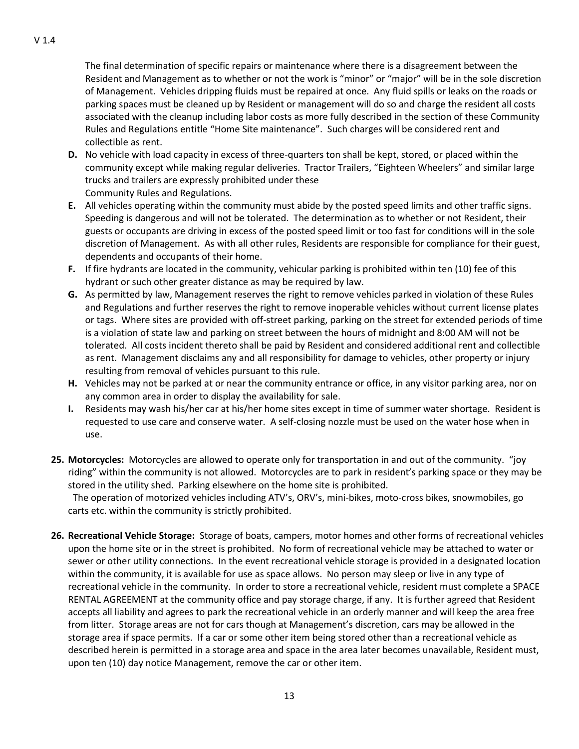The final determination of specific repairs or maintenance where there is a disagreement between the Resident and Management as to whether or not the work is "minor" or "major" will be in the sole discretion of Management. Vehicles dripping fluids must be repaired at once. Any fluid spills or leaks on the roads or parking spaces must be cleaned up by Resident or management will do so and charge the resident all costs associated with the cleanup including labor costs as more fully described in the section of these Community Rules and Regulations entitle "Home Site maintenance". Such charges will be considered rent and collectible as rent.

**D.** No vehicle with load capacity in excess of three-quarters ton shall be kept, stored, or placed within the community except while making regular deliveries. Tractor Trailers, "Eighteen Wheelers" and similar large trucks and trailers are expressly prohibited under these Community Rules and Regulations.

**E.** All vehicles operating within the community must abide by the posted speed limits and other traffic signs. Speeding is dangerous and will not be tolerated. The determination as to whether or not Resident, their guests or occupants are driving in excess of the posted speed limit or too fast for conditions will in the sole discretion of Management. As with all other rules, Residents are responsible for compliance for their guest, dependents and occupants of their home.

**F.** If fire hydrants are located in the community, vehicular parking is prohibited within ten (10) fee of this hydrant or such other greater distance as may be required by law.

**G.** As permitted by law, Management reserves the right to remove vehicles parked in violation of these Rules and Regulations and further reserves the right to remove inoperable vehicles without current license plates or tags. Where sites are provided with off-street parking, parking on the street for extended periods of time is a violation of state law and parking on street between the hours of midnight and 8:00 AM will not be tolerated. All costs incident thereto shall be paid by Resident and considered additional rent and collectible as rent. Management disclaims any and all responsibility for damage to vehicles, other property or injury resulting from removal of vehicles pursuant to this rule.

**H.** Vehicles may not be parked at or near the community entrance or office, in any visitor parking area, nor on any common area in order to display the availability for sale.

**I.** Residents may wash his/her car at his/her home sites except in time of summer water shortage. Resident is requested to use care and conserve water. A self-closing nozzle must be used on the water hose when in use.

**25. Motorcycles:** Motorcycles are allowed to operate only for transportation in and out of the community. "joy riding" within the community is not allowed. Motorcycles are to park in resident's parking space or they may be stored in the utility shed. Parking elsewhere on the home site is prohibited.

The operation of motorized vehicles including ATV's, ORV's, mini-bikes, moto-cross bikes, snowmobiles, go carts etc. within the community is strictly prohibited.

**26. Recreational Vehicle Storage:** Storage of boats, campers, motor homes and other forms of recreational vehicles upon the home site or in the street is prohibited. No form of recreational vehicle may be attached to water or sewer or other utility connections. In the event recreational vehicle storage is provided in a designated location within the community, it is available for use as space allows. No person may sleep or live in any type of recreational vehicle in the community. In order to store a recreational vehicle, resident must complete a SPACE RENTAL AGREEMENT at the community office and pay storage charge, if any. It is further agreed that Resident accepts all liability and agrees to park the recreational vehicle in an orderly manner and will keep the area free from litter. Storage areas are not for cars though at Management's discretion, cars may be allowed in the storage area if space permits. If a car or some other item being stored other than a recreational vehicle as described herein is permitted in a storage area and space in the area later becomes unavailable, Resident must, upon ten (10) day notice Management, remove the car or other item.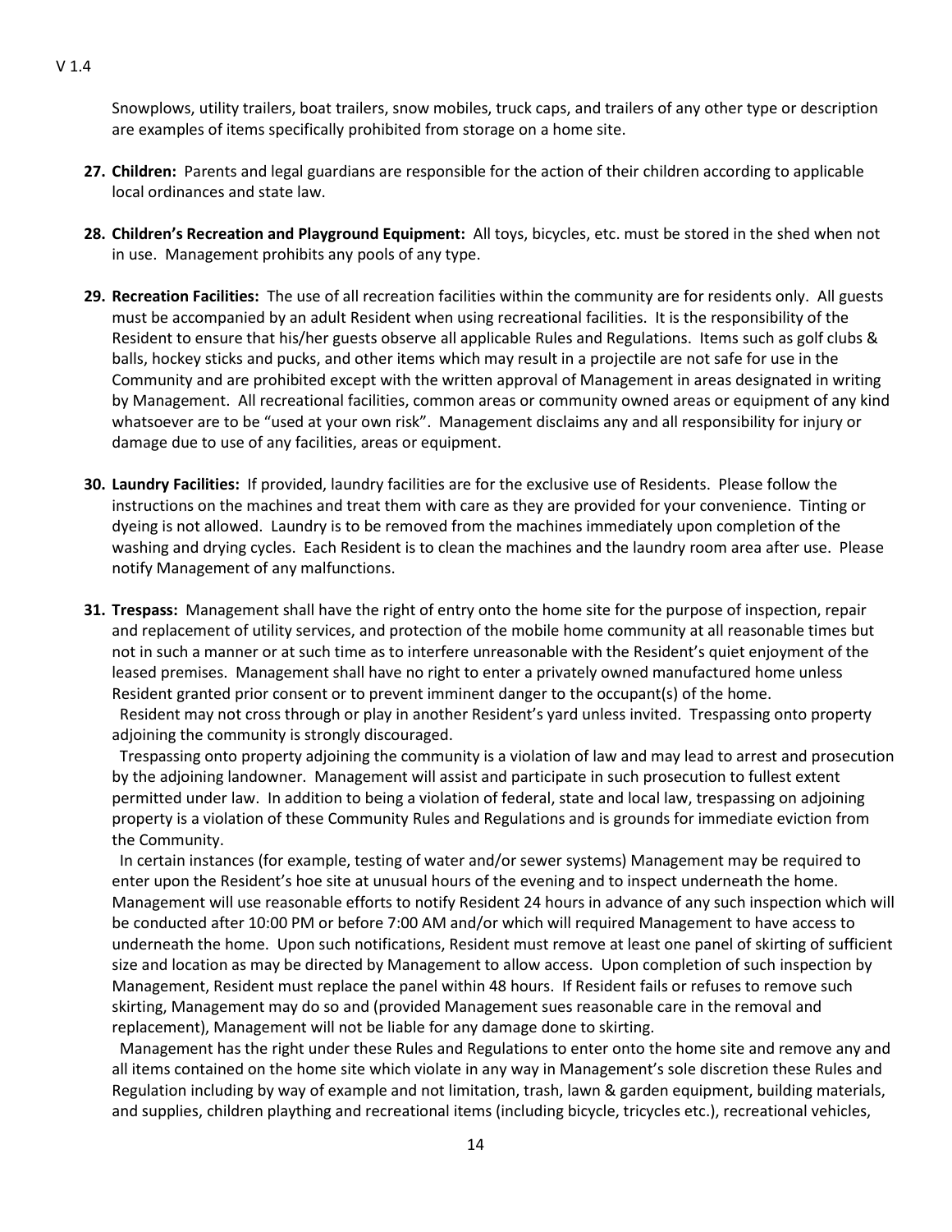Snowplows, utility trailers, boat trailers, snow mobiles, truck caps, and trailers of any other type or description are examples of items specifically prohibited from storage on a home site.

27. **Children:** Parents and legal guardians are responsible for the action of their children according to applicable local ordinances and state law.

28. **Children's Recreation and Playground Equipment:** All toys, bicycles, etc. must be stored in the shed when not in use. Management prohibits any pools of any type.

29. **Recreation Facilities:** The use of all recreation facilities within the community are for residents only. All guests must be accompanied by an adult Resident when using recreational facilities. It is the responsibility of the Resident to ensure that his/her guests observe all applicable Rules and Regulations. Items such as golf clubs & balls, hockey sticks and pucks, and other items which may result in a projectile are not safe for use in the Community and are prohibited except with the written approval of Management in areas designated in writing by Management. All recreational facilities, common areas or community owned areas or equipment of any kind whatsoever are to be "used at your own risk". Management disclaims any and all responsibility for injury or damage due to use of any facilities, areas or equipment.

30. **Laundry Facilities:** If provided, laundry facilities are for the exclusive use of Residents. Please follow the instructions on the machines and treat them with care as they are provided for your convenience. Tinting or dyeing is not allowed. Laundry is to be removed from the machines immediately upon completion of the washing and drying cycles. Each Resident is to clean the machines and the laundry room area after use. Please notify Management of any malfunctions.

31. **Trespass:** Management shall have the right of entry onto the home site for the purpose of inspection, repair and replacement of utility services, and protection of the mobile home community at all reasonable times but not in such a manner or at such time as to interfere unreasonable with the Resident's quiet enjoyment of the leased premises. Management shall have no right to enter a privately owned manufactured home unless Resident granted prior consent or to prevent imminent danger to the occupant(s) of the home.

    Resident may not cross through or play in another Resident's yard unless invited. Trespassing onto property adjoining the community is strongly discouraged.

    Trespassing onto property adjoining the community is a violation of law and may lead to arrest and prosecution by the adjoining landowner. Management will assist and participate in such prosecution to fullest extent permitted under law. In addition to being a violation of federal, state and local law, trespassing on adjoining property is a violation of these Community Rules and Regulations and is grounds for immediate eviction from the Community.

    In certain instances (for example, testing of water and/or sewer systems) Management may be required to enter upon the Resident's hoe site at unusual hours of the evening and to inspect underneath the home. Management will use reasonable efforts to notify Resident 24 hours in advance of any such inspection which will be conducted after 10:00 PM or before 7:00 AM and/or which will required Management to have access to underneath the home. Upon such notifications, Resident must remove at least one panel of skirting of sufficient size and location as may be directed by Management to allow access. Upon completion of such inspection by Management, Resident must replace the panel within 48 hours. If Resident fails or refuses to remove such skirting, Management may do so and (provided Management sues reasonable care in the removal and replacement), Management will not be liable for any damage done to skirting.

    Management has the right under these Rules and Regulations to enter onto the home site and remove any and all items contained on the home site which violate in any way in Management's sole discretion these Rules and Regulation including by way of example and not limitation, trash, lawn & garden equipment, building materials, and supplies, children plaything and recreational items (including bicycle, tricycles etc.), recreational vehicles,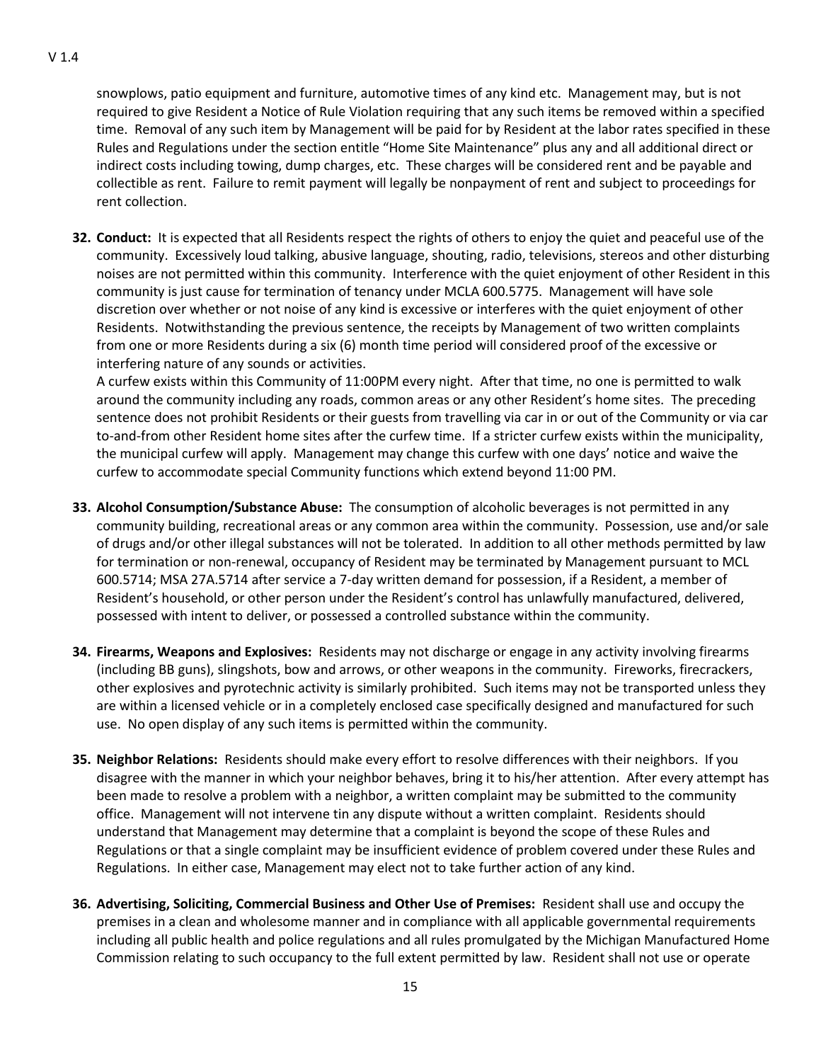snowplows, patio equipment and furniture, automotive times of any kind etc. Management may, but is not required to give Resident a Notice of Rule Violation requiring that any such items be removed within a specified time. Removal of any such item by Management will be paid for by Resident at the labor rates specified in these Rules and Regulations under the section entitle "Home Site Maintenance" plus any and all additional direct or indirect costs including towing, dump charges, etc. These charges will be considered rent and be payable and collectible as rent. Failure to remit payment will legally be nonpayment of rent and subject to proceedings for rent collection.

32. **Conduct:** It is expected that all Residents respect the rights of others to enjoy the quiet and peaceful use of the community. Excessively loud talking, abusive language, shouting, radio, televisions, stereos and other disturbing noises are not permitted within this community. Interference with the quiet enjoyment of other Resident in this community is just cause for termination of tenancy under MCLA 600.5775. Management will have sole discretion over whether or not noise of any kind is excessive or interferes with the quiet enjoyment of other Residents. Notwithstanding the previous sentence, the receipts by Management of two written complaints from one or more Residents during a six (6) month time period will considered proof of the excessive or interfering nature of any sounds or activities.
    A curfew exists within this Community of 11:00PM every night. After that time, no one is permitted to walk around the community including any roads, common areas or any other Resident's home sites. The preceding sentence does not prohibit Residents or their guests from travelling via car in or out of the Community or via car to-and-from other Resident home sites after the curfew time. If a stricter curfew exists within the municipality, the municipal curfew will apply. Management may change this curfew with one days' notice and waive the curfew to accommodate special Community functions which extend beyond 11:00 PM.

33. **Alcohol Consumption/Substance Abuse:** The consumption of alcoholic beverages is not permitted in any community building, recreational areas or any common area within the community. Possession, use and/or sale of drugs and/or other illegal substances will not be tolerated. In addition to all other methods permitted by law for termination or non-renewal, occupancy of Resident may be terminated by Management pursuant to MCL 600.5714; MSA 27A.5714 after service a 7-day written demand for possession, if a Resident, a member of Resident's household, or other person under the Resident's control has unlawfully manufactured, delivered, possessed with intent to deliver, or possessed a controlled substance within the community.

34. **Firearms, Weapons and Explosives:** Residents may not discharge or engage in any activity involving firearms (including BB guns), slingshots, bow and arrows, or other weapons in the community. Fireworks, firecrackers, other explosives and pyrotechnic activity is similarly prohibited. Such items may not be transported unless they are within a licensed vehicle or in a completely enclosed case specifically designed and manufactured for such use. No open display of any such items is permitted within the community.

35. **Neighbor Relations:** Residents should make every effort to resolve differences with their neighbors. If you disagree with the manner in which your neighbor behaves, bring it to his/her attention. After every attempt has been made to resolve a problem with a neighbor, a written complaint may be submitted to the community office. Management will not intervene tin any dispute without a written complaint. Residents should understand that Management may determine that a complaint is beyond the scope of these Rules and Regulations or that a single complaint may be insufficient evidence of problem covered under these Rules and Regulations. In either case, Management may elect not to take further action of any kind.

36. **Advertising, Soliciting, Commercial Business and Other Use of Premises:** Resident shall use and occupy the premises in a clean and wholesome manner and in compliance with all applicable governmental requirements including all public health and police regulations and all rules promulgated by the Michigan Manufactured Home Commission relating to such occupancy to the full extent permitted by law. Resident shall not use or operate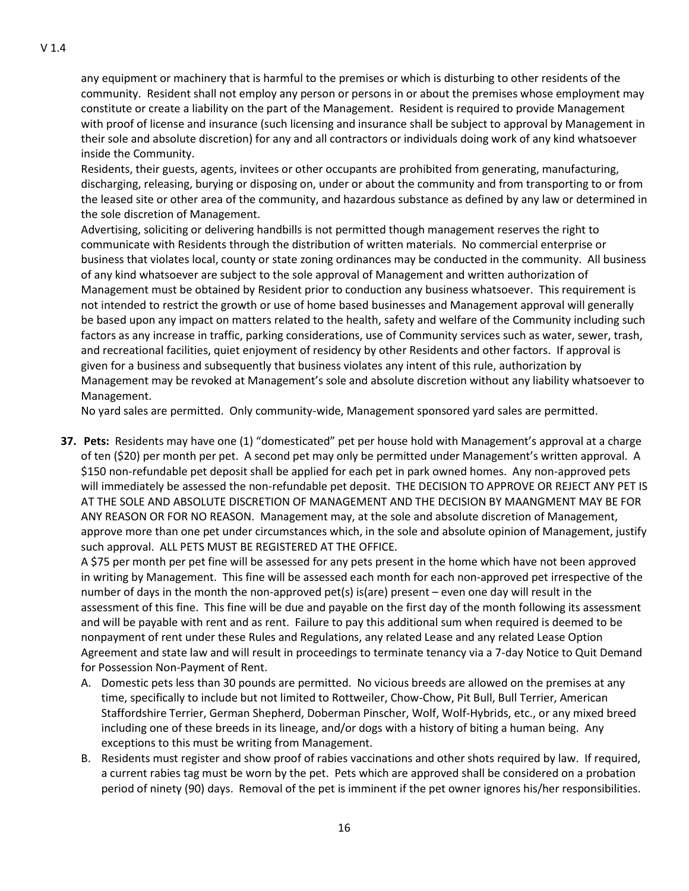any equipment or machinery that is harmful to the premises or which is disturbing to other residents of the community. Resident shall not employ any person or persons in or about the premises whose employment may constitute or create a liability on the part of the Management. Resident is required to provide Management with proof of license and insurance (such licensing and insurance shall be subject to approval by Management in their sole and absolute discretion) for any and all contractors or individuals doing work of any kind whatsoever inside the Community.

Residents, their guests, agents, invitees or other occupants are prohibited from generating, manufacturing, discharging, releasing, burying or disposing on, under or about the community and from transporting to or from the leased site or other area of the community, and hazardous substance as defined by any law or determined in the sole discretion of Management.

Advertising, soliciting or delivering handbills is not permitted though management reserves the right to communicate with Residents through the distribution of written materials. No commercial enterprise or business that violates local, county or state zoning ordinances may be conducted in the community. All business of any kind whatsoever are subject to the sole approval of Management and written authorization of Management must be obtained by Resident prior to conduction any business whatsoever. This requirement is not intended to restrict the growth or use of home based businesses and Management approval will generally be based upon any impact on matters related to the health, safety and welfare of the Community including such factors as any increase in traffic, parking considerations, use of Community services such as water, sewer, trash, and recreational facilities, quiet enjoyment of residency by other Residents and other factors. If approval is given for a business and subsequently that business violates any intent of this rule, authorization by Management may be revoked at Management's sole and absolute discretion without any liability whatsoever to Management.

No yard sales are permitted. Only community-wide, Management sponsored yard sales are permitted.

**37. Pets:** Residents may have one (1) "domesticated" pet per house hold with Management's approval at a charge of ten ($20) per month per pet. A second pet may only be permitted under Management's written approval. A $150 non-refundable pet deposit shall be applied for each pet in park owned homes. Any non-approved pets will immediately be assessed the non-refundable pet deposit. THE DECISION TO APPROVE OR REJECT ANY PET IS AT THE SOLE AND ABSOLUTE DISCRETION OF MANAGEMENT AND THE DECISION BY MAANGMENT MAY BE FOR ANY REASON OR FOR NO REASON. Management may, at the sole and absolute discretion of Management, approve more than one pet under circumstances which, in the sole and absolute opinion of Management, justify such approval. ALL PETS MUST BE REGISTERED AT THE OFFICE.

A $75 per month per pet fine will be assessed for any pets present in the home which have not been approved in writing by Management. This fine will be assessed each month for each non-approved pet irrespective of the number of days in the month the non-approved pet(s) is(are) present – even one day will result in the assessment of this fine. This fine will be due and payable on the first day of the month following its assessment and will be payable with rent and as rent. Failure to pay this additional sum when required is deemed to be nonpayment of rent under these Rules and Regulations, any related Lease and any related Lease Option Agreement and state law and will result in proceedings to terminate tenancy via a 7-day Notice to Quit Demand for Possession Non-Payment of Rent.

A. Domestic pets less than 30 pounds are permitted. No vicious breeds are allowed on the premises at any time, specifically to include but not limited to Rottweiler, Chow-Chow, Pit Bull, Bull Terrier, American Staffordshire Terrier, German Shepherd, Doberman Pinscher, Wolf, Wolf-Hybrids, etc., or any mixed breed including one of these breeds in its lineage, and/or dogs with a history of biting a human being. Any exceptions to this must be writing from Management.

B. Residents must register and show proof of rabies vaccinations and other shots required by law. If required, a current rabies tag must be worn by the pet. Pets which are approved shall be considered on a probation period of ninety (90) days. Removal of the pet is imminent if the pet owner ignores his/her responsibilities.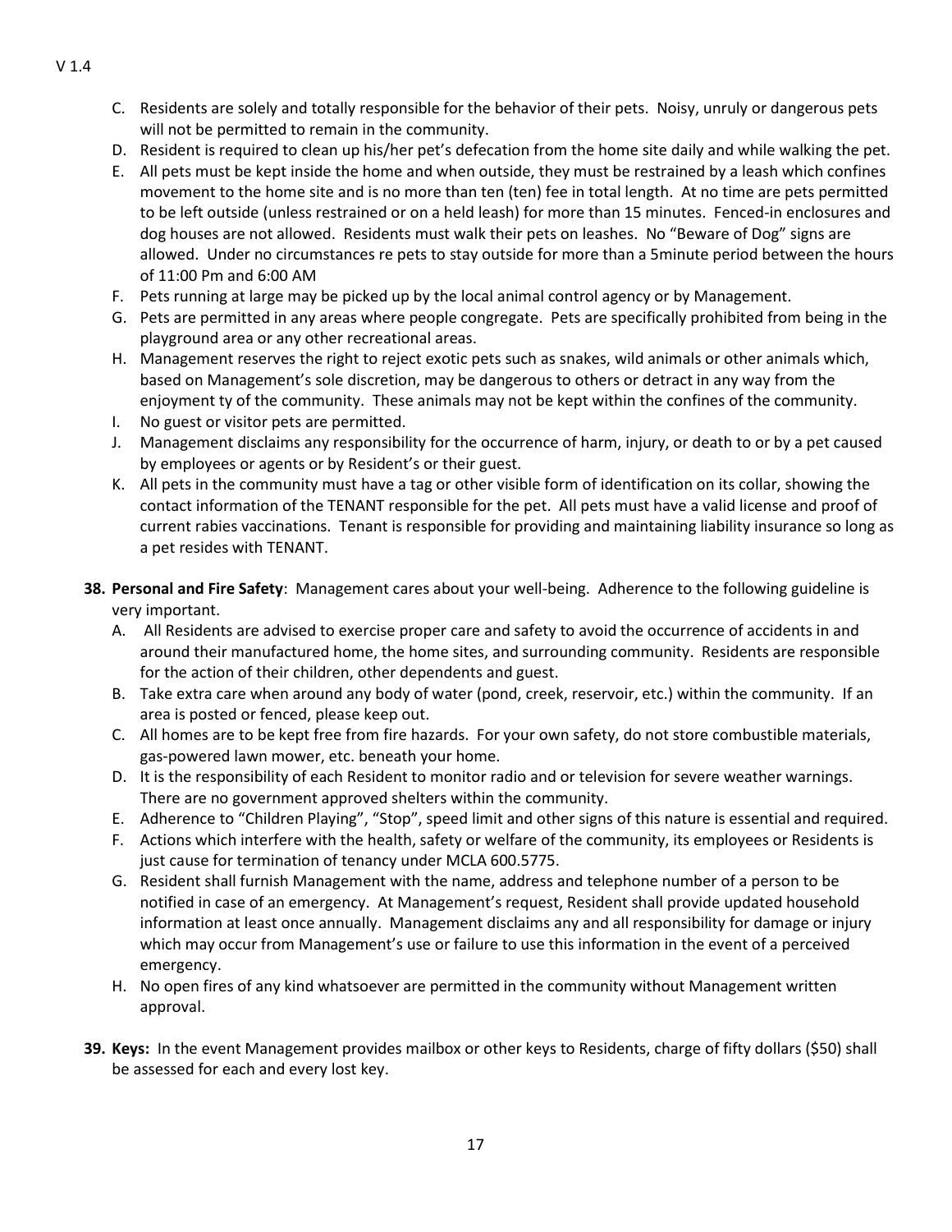C. Residents are solely and totally responsible for the behavior of their pets. Noisy, unruly or dangerous pets will not be permitted to remain in the community.
D. Resident is required to clean up his/her pet's defecation from the home site daily and while walking the pet.
E. All pets must be kept inside the home and when outside, they must be restrained by a leash which confines movement to the home site and is no more than ten (ten) fee in total length. At no time are pets permitted to be left outside (unless restrained or on a held leash) for more than 15 minutes. Fenced-in enclosures and dog houses are not allowed. Residents must walk their pets on leashes. No "Beware of Dog" signs are allowed. Under no circumstances re pets to stay outside for more than a 5minute period between the hours of 11:00 Pm and 6:00 AM
F. Pets running at large may be picked up by the local animal control agency or by Management.
G. Pets are permitted in any areas where people congregate. Pets are specifically prohibited from being in the playground area or any other recreational areas.
H. Management reserves the right to reject exotic pets such as snakes, wild animals or other animals which, based on Management's sole discretion, may be dangerous to others or detract in any way from the enjoyment ty of the community. These animals may not be kept within the confines of the community.
I. No guest or visitor pets are permitted.
J. Management disclaims any responsibility for the occurrence of harm, injury, or death to or by a pet caused by employees or agents or by Resident's or their guest.
K. All pets in the community must have a tag or other visible form of identification on its collar, showing the contact information of the TENANT responsible for the pet. All pets must have a valid license and proof of current rabies vaccinations. Tenant is responsible for providing and maintaining liability insurance so long as a pet resides with TENANT.

**38. Personal and Fire Safety**: Management cares about your well-being. Adherence to the following guideline is very important.

A. All Residents are advised to exercise proper care and safety to avoid the occurrence of accidents in and around their manufactured home, the home sites, and surrounding community. Residents are responsible for the action of their children, other dependents and guest.
B. Take extra care when around any body of water (pond, creek, reservoir, etc.) within the community. If an area is posted or fenced, please keep out.
C. All homes are to be kept free from fire hazards. For your own safety, do not store combustible materials, gas-powered lawn mower, etc. beneath your home.
D. It is the responsibility of each Resident to monitor radio and or television for severe weather warnings. There are no government approved shelters within the community.
E. Adherence to "Children Playing", "Stop", speed limit and other signs of this nature is essential and required.
F. Actions which interfere with the health, safety or welfare of the community, its employees or Residents is just cause for termination of tenancy under MCLA 600.5775.
G. Resident shall furnish Management with the name, address and telephone number of a person to be notified in case of an emergency. At Management's request, Resident shall provide updated household information at least once annually. Management disclaims any and all responsibility for damage or injury which may occur from Management's use or failure to use this information in the event of a perceived emergency.
H. No open fires of any kind whatsoever are permitted in the community without Management written approval.

**39. Keys:** In the event Management provides mailbox or other keys to Residents, charge of fifty dollars ($50) shall be assessed for each and every lost key.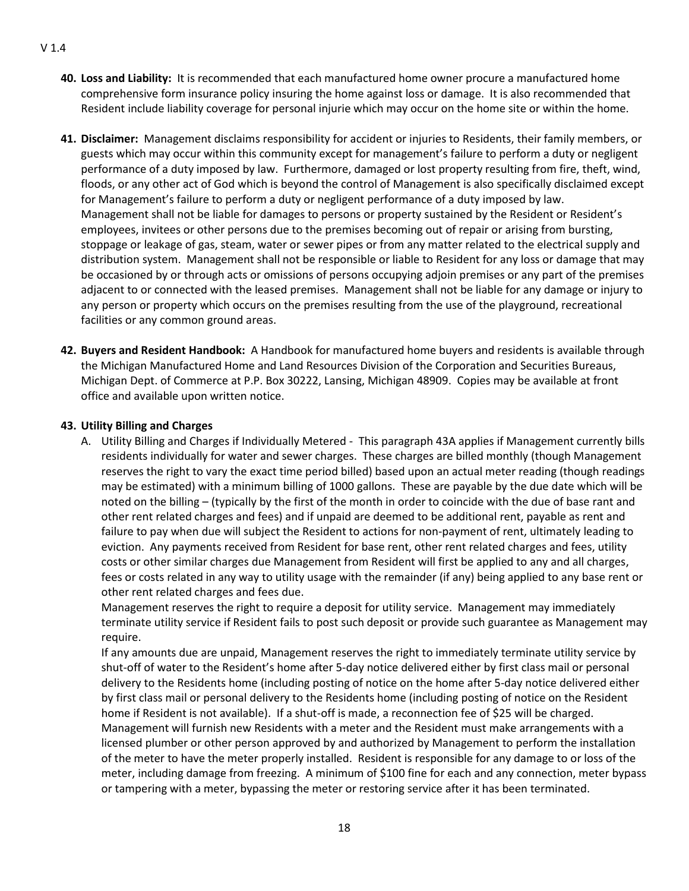40. **Loss and Liability:** It is recommended that each manufactured home owner procure a manufactured home comprehensive form insurance policy insuring the home against loss or damage. It is also recommended that Resident include liability coverage for personal injurie which may occur on the home site or within the home.

41. **Disclaimer:** Management disclaims responsibility for accident or injuries to Residents, their family members, or guests which may occur within this community except for management's failure to perform a duty or negligent performance of a duty imposed by law. Furthermore, damaged or lost property resulting from fire, theft, wind, floods, or any other act of God which is beyond the control of Management is also specifically disclaimed except for Management's failure to perform a duty or negligent performance of a duty imposed by law.
Management shall not be liable for damages to persons or property sustained by the Resident or Resident's employees, invitees or other persons due to the premises becoming out of repair or arising from bursting, stoppage or leakage of gas, steam, water or sewer pipes or from any matter related to the electrical supply and distribution system. Management shall not be responsible or liable to Resident for any loss or damage that may be occasioned by or through acts or omissions of persons occupying adjoin premises or any part of the premises adjacent to or connected with the leased premises. Management shall not be liable for any damage or injury to any person or property which occurs on the premises resulting from the use of the playground, recreational facilities or any common ground areas.

42. **Buyers and Resident Handbook:** A Handbook for manufactured home buyers and residents is available through the Michigan Manufactured Home and Land Resources Division of the Corporation and Securities Bureaus, Michigan Dept. of Commerce at P.P. Box 30222, Lansing, Michigan 48909. Copies may be available at front office and available upon written notice.

43. **Utility Billing and Charges**

    A. Utility Billing and Charges if Individually Metered - This paragraph 43A applies if Management currently bills residents individually for water and sewer charges. These charges are billed monthly (though Management reserves the right to vary the exact time period billed) based upon an actual meter reading (though readings may be estimated) with a minimum billing of 1000 gallons. These are payable by the due date which will be noted on the billing – (typically by the first of the month in order to coincide with the due of base rant and other rent related charges and fees) and if unpaid are deemed to be additional rent, payable as rent and failure to pay when due will subject the Resident to actions for non-payment of rent, ultimately leading to eviction. Any payments received from Resident for base rent, other rent related charges and fees, utility costs or other similar charges due Management from Resident will first be applied to any and all charges, fees or costs related in any way to utility usage with the remainder (if any) being applied to any base rent or other rent related charges and fees due.
    Management reserves the right to require a deposit for utility service. Management may immediately terminate utility service if Resident fails to post such deposit or provide such guarantee as Management may require.
    If any amounts due are unpaid, Management reserves the right to immediately terminate utility service by shut-off of water to the Resident's home after 5-day notice delivered either by first class mail or personal delivery to the Residents home (including posting of notice on the home after 5-day notice delivered either by first class mail or personal delivery to the Residents home (including posting of notice on the Resident home if Resident is not available). If a shut-off is made, a reconnection fee of $25 will be charged.
    Management will furnish new Residents with a meter and the Resident must make arrangements with a licensed plumber or other person approved by and authorized by Management to perform the installation of the meter to have the meter properly installed. Resident is responsible for any damage to or loss of the meter, including damage from freezing. A minimum of $100 fine for each and any connection, meter bypass or tampering with a meter, bypassing the meter or restoring service after it has been terminated.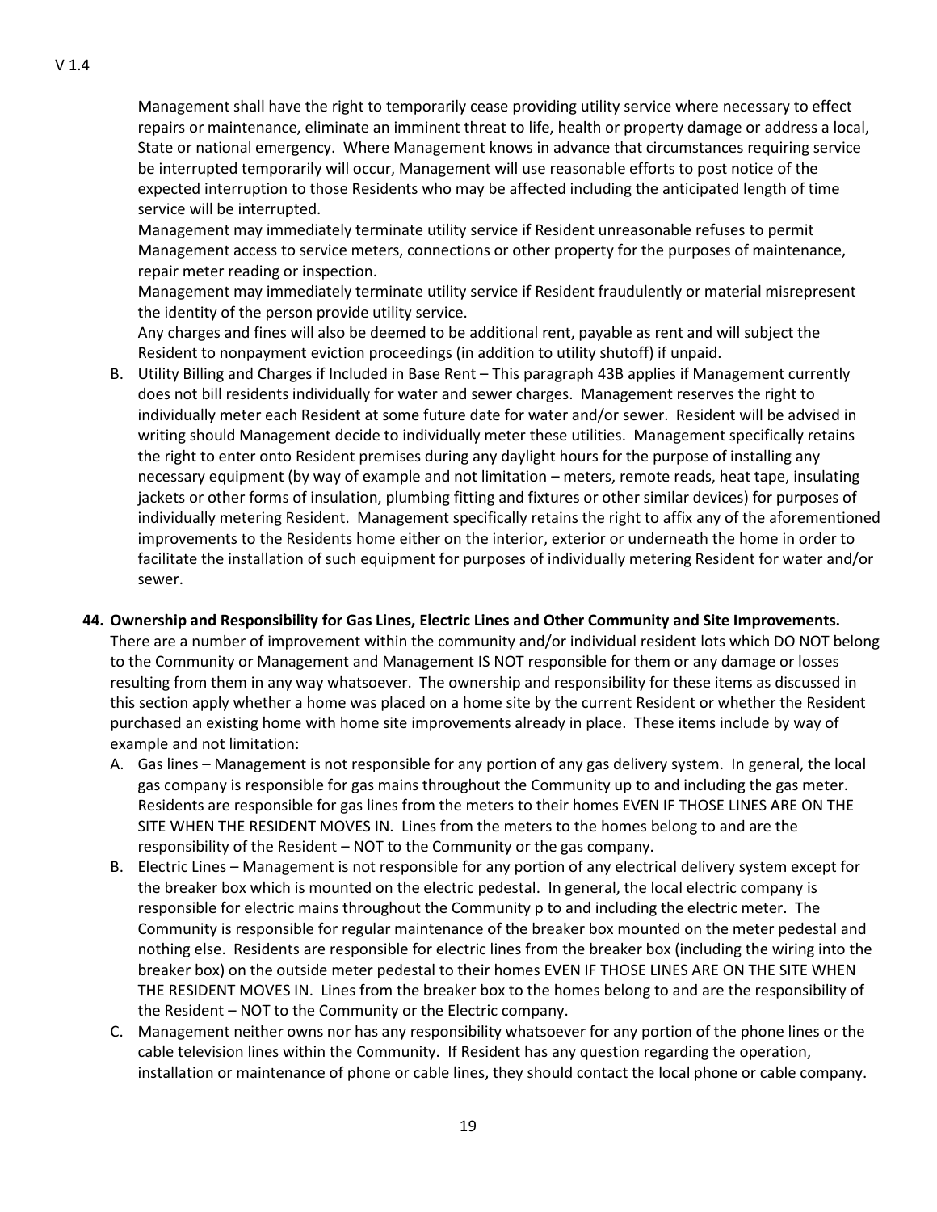Management shall have the right to temporarily cease providing utility service where necessary to effect repairs or maintenance, eliminate an imminent threat to life, health or property damage or address a local, State or national emergency. Where Management knows in advance that circumstances requiring service be interrupted temporarily will occur, Management will use reasonable efforts to post notice of the expected interruption to those Residents who may be affected including the anticipated length of time service will be interrupted.

Management may immediately terminate utility service if Resident unreasonable refuses to permit Management access to service meters, connections or other property for the purposes of maintenance, repair meter reading or inspection.

Management may immediately terminate utility service if Resident fraudulently or material misrepresent the identity of the person provide utility service.

Any charges and fines will also be deemed to be additional rent, payable as rent and will subject the Resident to nonpayment eviction proceedings (in addition to utility shutoff) if unpaid.

B. Utility Billing and Charges if Included in Base Rent – This paragraph 43B applies if Management currently does not bill residents individually for water and sewer charges. Management reserves the right to individually meter each Resident at some future date for water and/or sewer. Resident will be advised in writing should Management decide to individually meter these utilities. Management specifically retains the right to enter onto Resident premises during any daylight hours for the purpose of installing any necessary equipment (by way of example and not limitation – meters, remote reads, heat tape, insulating jackets or other forms of insulation, plumbing fitting and fixtures or other similar devices) for purposes of individually metering Resident. Management specifically retains the right to affix any of the aforementioned improvements to the Residents home either on the interior, exterior or underneath the home in order to facilitate the installation of such equipment for purposes of individually metering Resident for water and/or sewer.

**44. Ownership and Responsibility for Gas Lines, Electric Lines and Other Community and Site Improvements.**

There are a number of improvement within the community and/or individual resident lots which DO NOT belong to the Community or Management and Management IS NOT responsible for them or any damage or losses resulting from them in any way whatsoever. The ownership and responsibility for these items as discussed in this section apply whether a home was placed on a home site by the current Resident or whether the Resident purchased an existing home with home site improvements already in place. These items include by way of example and not limitation:

A. Gas lines – Management is not responsible for any portion of any gas delivery system. In general, the local gas company is responsible for gas mains throughout the Community up to and including the gas meter. Residents are responsible for gas lines from the meters to their homes EVEN IF THOSE LINES ARE ON THE SITE WHEN THE RESIDENT MOVES IN. Lines from the meters to the homes belong to and are the responsibility of the Resident – NOT to the Community or the gas company.

B. Electric Lines – Management is not responsible for any portion of any electrical delivery system except for the breaker box which is mounted on the electric pedestal. In general, the local electric company is responsible for electric mains throughout the Community p to and including the electric meter. The Community is responsible for regular maintenance of the breaker box mounted on the meter pedestal and nothing else. Residents are responsible for electric lines from the breaker box (including the wiring into the breaker box) on the outside meter pedestal to their homes EVEN IF THOSE LINES ARE ON THE SITE WHEN THE RESIDENT MOVES IN. Lines from the breaker box to the homes belong to and are the responsibility of the Resident – NOT to the Community or the Electric company.

C. Management neither owns nor has any responsibility whatsoever for any portion of the phone lines or the cable television lines within the Community. If Resident has any question regarding the operation, installation or maintenance of phone or cable lines, they should contact the local phone or cable company.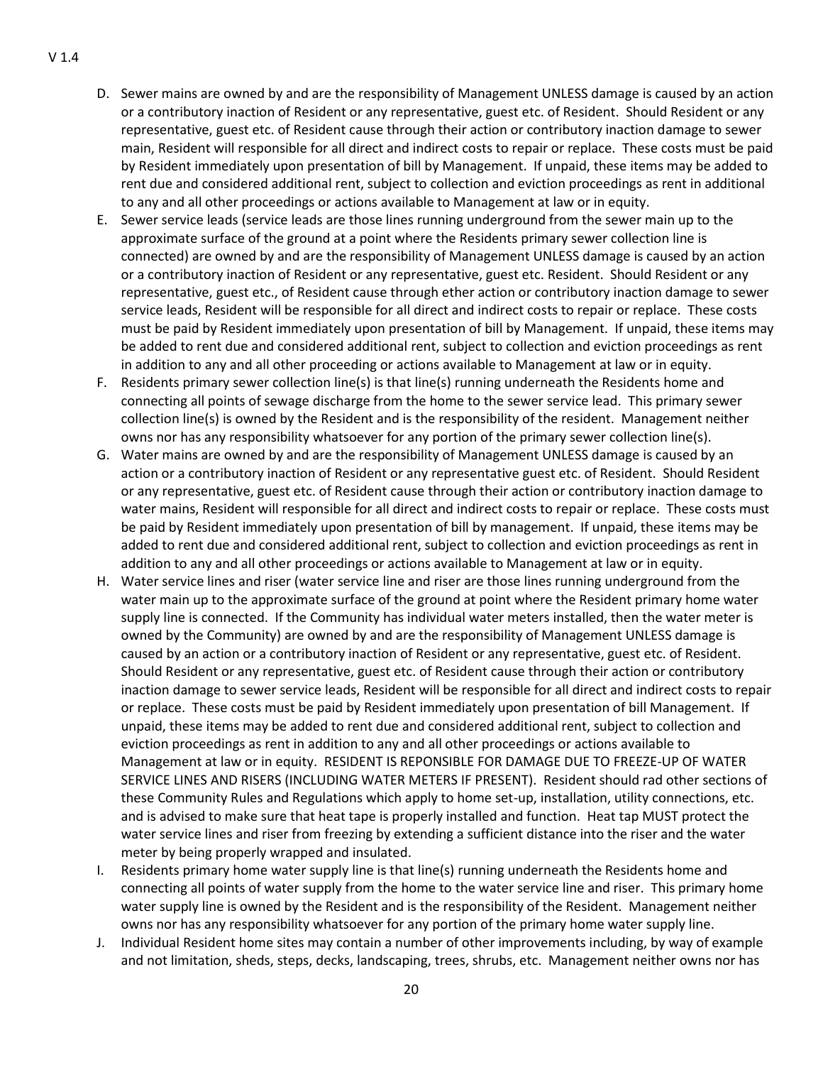D. Sewer mains are owned by and are the responsibility of Management UNLESS damage is caused by an action or a contributory inaction of Resident or any representative, guest etc. of Resident. Should Resident or any representative, guest etc. of Resident cause through their action or contributory inaction damage to sewer main, Resident will responsible for all direct and indirect costs to repair or replace. These costs must be paid by Resident immediately upon presentation of bill by Management. If unpaid, these items may be added to rent due and considered additional rent, subject to collection and eviction proceedings as rent in additional to any and all other proceedings or actions available to Management at law or in equity.

E. Sewer service leads (service leads are those lines running underground from the sewer main up to the approximate surface of the ground at a point where the Residents primary sewer collection line is connected) are owned by and are the responsibility of Management UNLESS damage is caused by an action or a contributory inaction of Resident or any representative, guest etc. Resident. Should Resident or any representative, guest etc., of Resident cause through ether action or contributory inaction damage to sewer service leads, Resident will be responsible for all direct and indirect costs to repair or replace. These costs must be paid by Resident immediately upon presentation of bill by Management. If unpaid, these items may be added to rent due and considered additional rent, subject to collection and eviction proceedings as rent in addition to any and all other proceeding or actions available to Management at law or in equity.

F. Residents primary sewer collection line(s) is that line(s) running underneath the Residents home and connecting all points of sewage discharge from the home to the sewer service lead. This primary sewer collection line(s) is owned by the Resident and is the responsibility of the resident. Management neither owns nor has any responsibility whatsoever for any portion of the primary sewer collection line(s).

G. Water mains are owned by and are the responsibility of Management UNLESS damage is caused by an action or a contributory inaction of Resident or any representative guest etc. of Resident. Should Resident or any representative, guest etc. of Resident cause through their action or contributory inaction damage to water mains, Resident will responsible for all direct and indirect costs to repair or replace. These costs must be paid by Resident immediately upon presentation of bill by management. If unpaid, these items may be added to rent due and considered additional rent, subject to collection and eviction proceedings as rent in addition to any and all other proceedings or actions available to Management at law or in equity.

H. Water service lines and riser (water service line and riser are those lines running underground from the water main up to the approximate surface of the ground at point where the Resident primary home water supply line is connected. If the Community has individual water meters installed, then the water meter is owned by the Community) are owned by and are the responsibility of Management UNLESS damage is caused by an action or a contributory inaction of Resident or any representative, guest etc. of Resident. Should Resident or any representative, guest etc. of Resident cause through their action or contributory inaction damage to sewer service leads, Resident will be responsible for all direct and indirect costs to repair or replace. These costs must be paid by Resident immediately upon presentation of bill Management. If unpaid, these items may be added to rent due and considered additional rent, subject to collection and eviction proceedings as rent in addition to any and all other proceedings or actions available to Management at law or in equity. RESIDENT IS REPONSIBLE FOR DAMAGE DUE TO FREEZE-UP OF WATER SERVICE LINES AND RISERS (INCLUDING WATER METERS IF PRESENT). Resident should rad other sections of these Community Rules and Regulations which apply to home set-up, installation, utility connections, etc. and is advised to make sure that heat tape is properly installed and function. Heat tap MUST protect the water service lines and riser from freezing by extending a sufficient distance into the riser and the water meter by being properly wrapped and insulated.

I. Residents primary home water supply line is that line(s) running underneath the Residents home and connecting all points of water supply from the home to the water service line and riser. This primary home water supply line is owned by the Resident and is the responsibility of the Resident. Management neither owns nor has any responsibility whatsoever for any portion of the primary home water supply line.

J. Individual Resident home sites may contain a number of other improvements including, by way of example and not limitation, sheds, steps, decks, landscaping, trees, shrubs, etc. Management neither owns nor has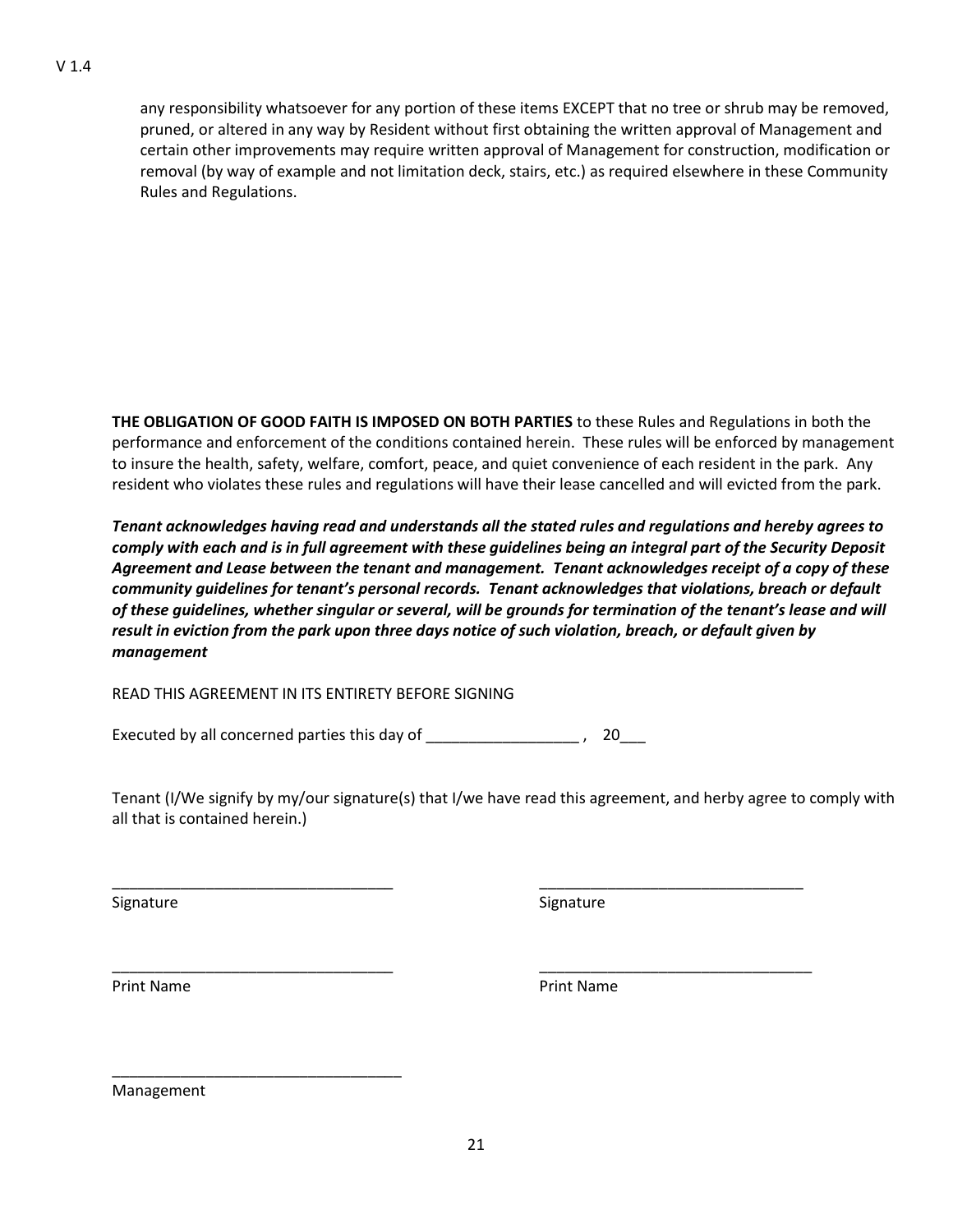any responsibility whatsoever for any portion of these items EXCEPT that no tree or shrub may be removed, pruned, or altered in any way by Resident without first obtaining the written approval of Management and certain other improvements may require written approval of Management for construction, modification or removal (by way of example and not limitation deck, stairs, etc.) as required elsewhere in these Community Rules and Regulations.

**THE OBLIGATION OF GOOD FAITH IS IMPOSED ON BOTH PARTIES** to these Rules and Regulations in both the performance and enforcement of the conditions contained herein. These rules will be enforced by management to insure the health, safety, welfare, comfort, peace, and quiet convenience of each resident in the park. Any resident who violates these rules and regulations will have their lease cancelled and will evicted from the park.

***Tenant acknowledges having read and understands all the stated rules and regulations and hereby agrees to comply with each and is in full agreement with these guidelines being an integral part of the Security Deposit Agreement and Lease between the tenant and management. Tenant acknowledges receipt of a copy of these community guidelines for tenant's personal records. Tenant acknowledges that violations, breach or default of these guidelines, whether singular or several, will be grounds for termination of the tenant's lease and will result in eviction from the park upon three days notice of such violation, breach, or default given by management***

READ THIS AGREEMENT IN ITS ENTIRETY BEFORE SIGNING

Executed by all concerned parties this day of __________________ , 20___

Tenant (I/We signify by my/our signature(s) that I/we have read this agreement, and herby agree to comply with all that is contained herein.)

_________________________________ _________________________________
Signature Signature

_________________________________ _________________________________
Print Name Print Name

_________________________________
Management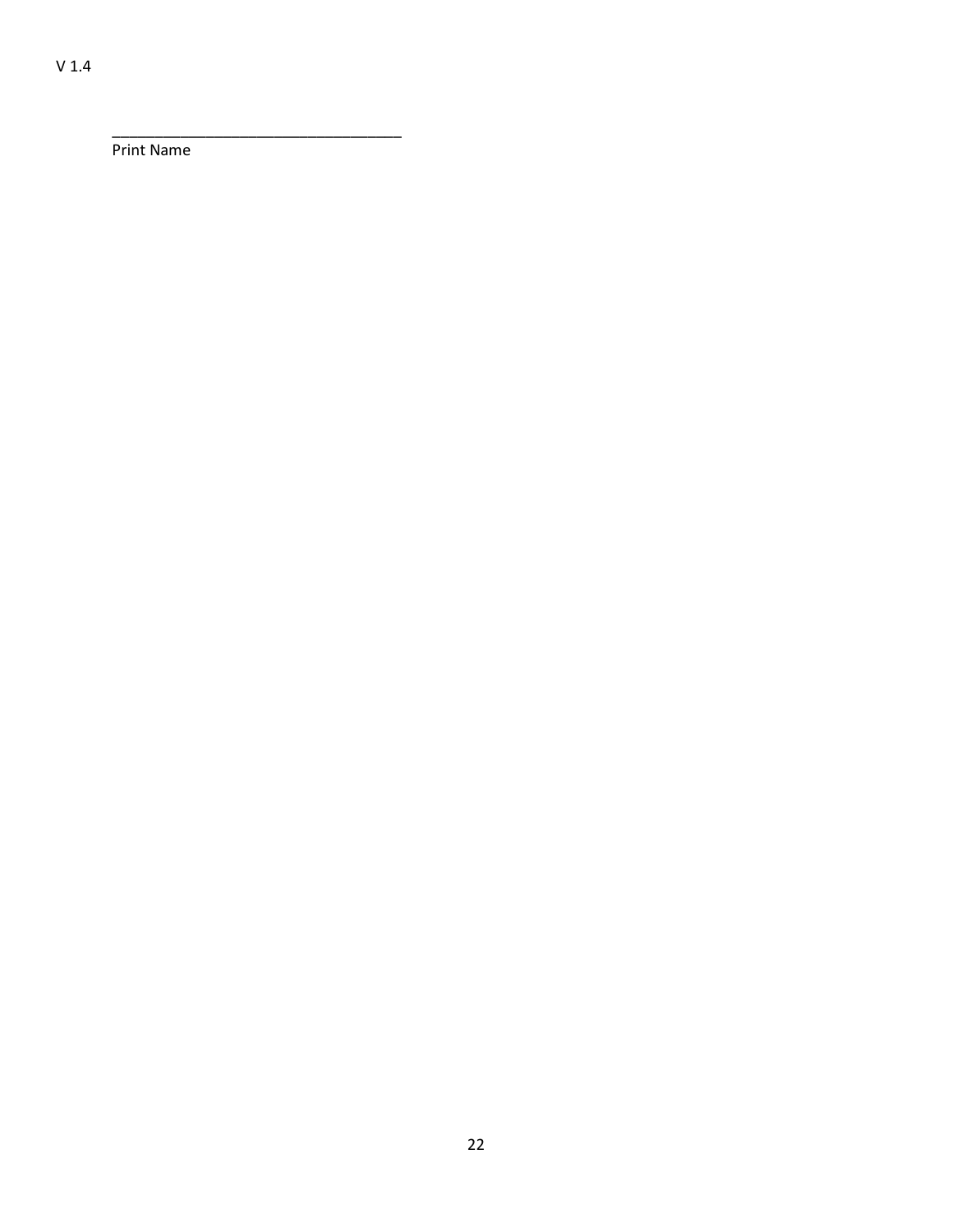___________________________________

Print Name